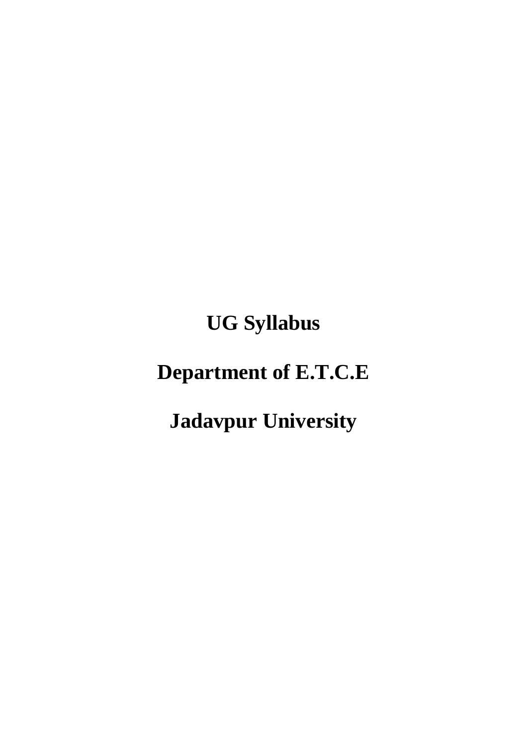# UG Syllabus

# Department of E.T.C.E

# Jadavpur University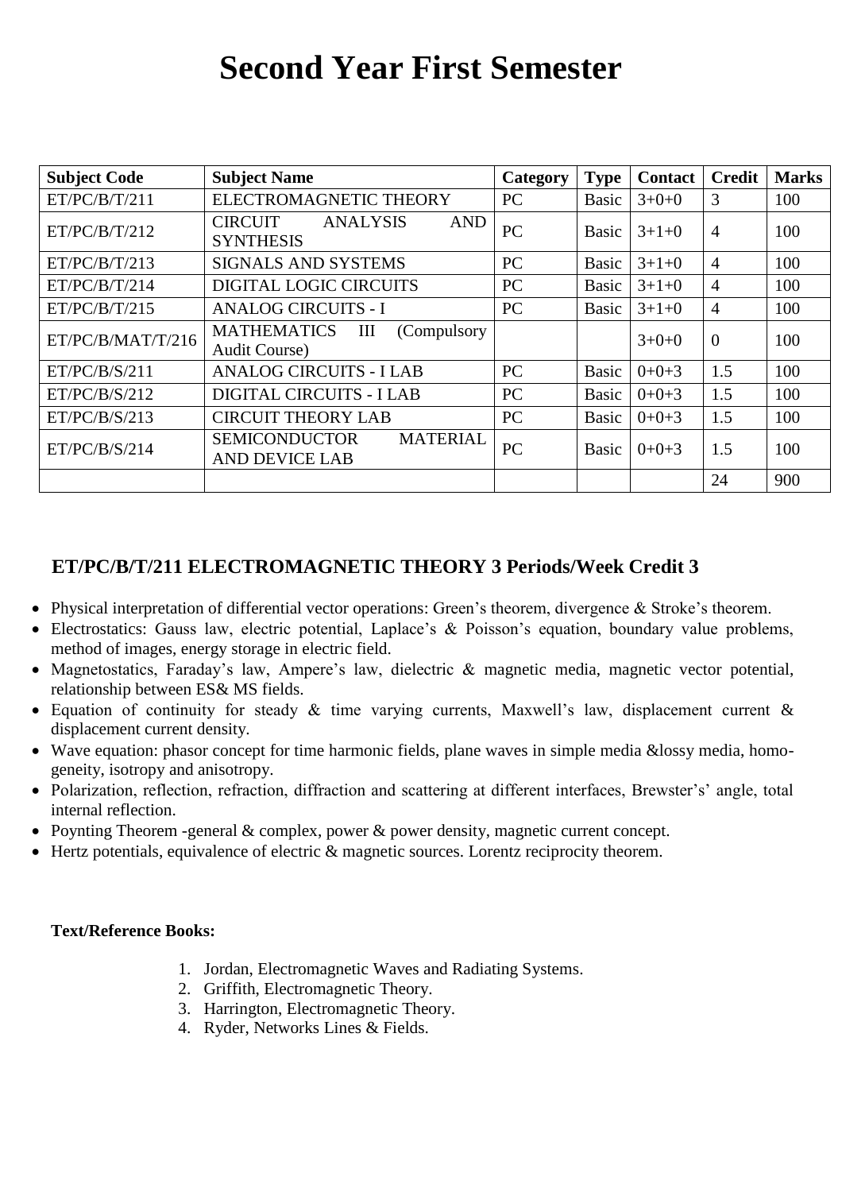# Second Year First Semester

| Subject Code | Subject Name | Category | Type | Contact | Credit | Marks |
|---|---|---|---|---|---|---|
| ET/PC/B/T/211 | ELECTROMAGNETIC THEORY | PC | Basic | 3+0+0 | 3 | 100 |
| ET/PC/B/T/212 | CIRCUIT ANALYSIS AND SYNTHESIS | PC | Basic | 3+1+0 | 4 | 100 |
| ET/PC/B/T/213 | SIGNALS AND SYSTEMS | PC | Basic | 3+1+0 | 4 | 100 |
| ET/PC/B/T/214 | DIGITAL LOGIC CIRCUITS | PC | Basic | 3+1+0 | 4 | 100 |
| ET/PC/B/T/215 | ANALOG CIRCUITS - I | PC | Basic | 3+1+0 | 4 | 100 |
| ET/PC/B/MAT/T/216 | MATHEMATICS III (Compulsory Audit Course) | | | 3+0+0 | 0 | 100 |
| ET/PC/B/S/211 | ANALOG CIRCUITS - I LAB | PC | Basic | 0+0+3 | 1.5 | 100 |
| ET/PC/B/S/212 | DIGITAL CIRCUITS - I LAB | PC | Basic | 0+0+3 | 1.5 | 100 |
| ET/PC/B/S/213 | CIRCUIT THEORY LAB | PC | Basic | 0+0+3 | 1.5 | 100 |
| ET/PC/B/S/214 | SEMICONDUCTOR MATERIAL AND DEVICE LAB | PC | Basic | 0+0+3 | 1.5 | 100 |
| | | | | | 24 | 900 |

## ET/PC/B/T/211 ELECTROMAGNETIC THEORY 3 Periods/Week Credit 3

- Physical interpretation of differential vector operations: Green's theorem, divergence & Stroke's theorem.
- Electrostatics: Gauss law, electric potential, Laplace's & Poisson's equation, boundary value problems, method of images, energy storage in electric field.
- Magnetostatics, Faraday's law, Ampere's law, dielectric & magnetic media, magnetic vector potential, relationship between ES& MS fields.
- Equation of continuity for steady & time varying currents, Maxwell's law, displacement current & displacement current density.
- Wave equation: phasor concept for time harmonic fields, plane waves in simple media &lossy media, homo-geneity, isotropy and anisotropy.
- Polarization, reflection, refraction, diffraction and scattering at different interfaces, Brewster's' angle, total internal reflection.
- Poynting Theorem -general & complex, power & power density, magnetic current concept.
- Hertz potentials, equivalence of electric & magnetic sources. Lorentz reciprocity theorem.

**Text/Reference Books:**

1. Jordan, Electromagnetic Waves and Radiating Systems.
2. Griffith, Electromagnetic Theory.
3. Harrington, Electromagnetic Theory.
4. Ryder, Networks Lines & Fields.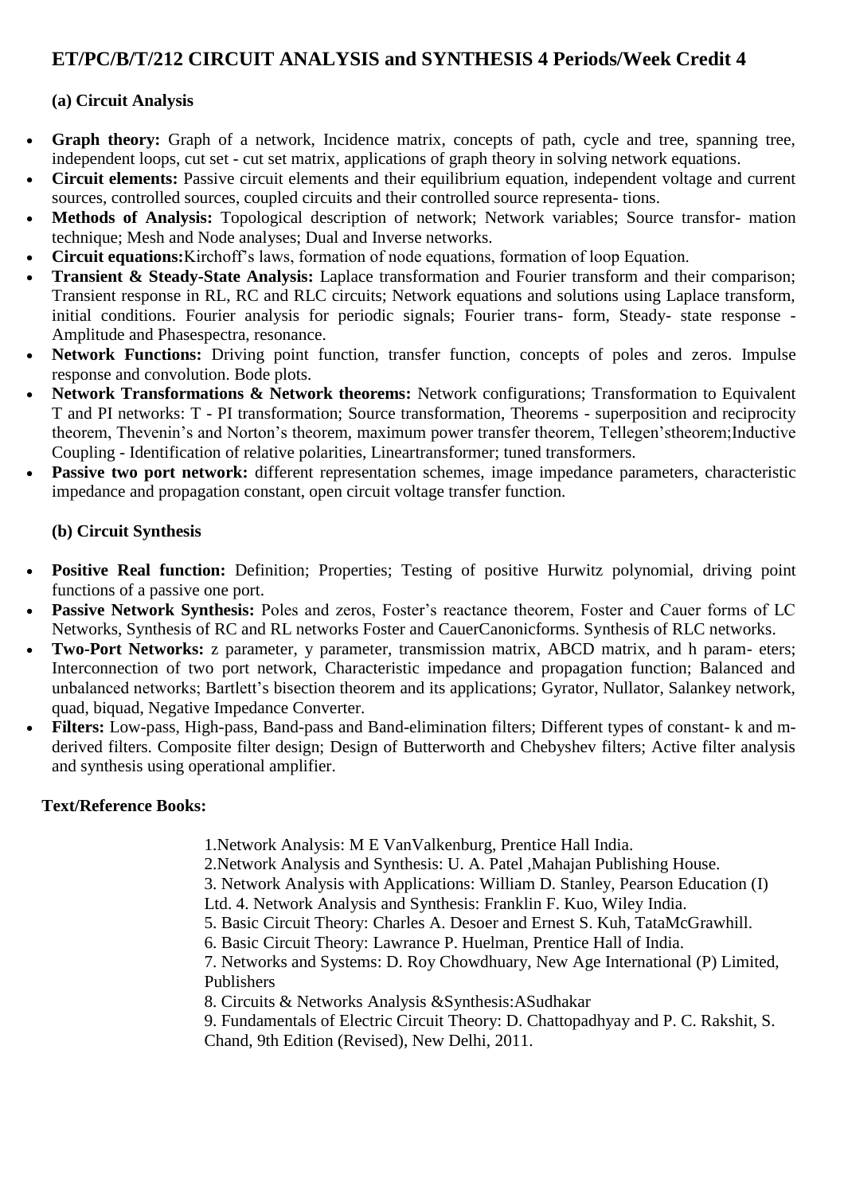## ET/PC/B/T/212 CIRCUIT ANALYSIS and SYNTHESIS 4 Periods/Week Credit 4

### (a) Circuit Analysis

- **Graph theory:** Graph of a network, Incidence matrix, concepts of path, cycle and tree, spanning tree, independent loops, cut set - cut set matrix, applications of graph theory in solving network equations.
- **Circuit elements:** Passive circuit elements and their equilibrium equation, independent voltage and current sources, controlled sources, coupled circuits and their controlled source representa- tions.
- **Methods of Analysis:** Topological description of network; Network variables; Source transfor- mation technique; Mesh and Node analyses; Dual and Inverse networks.
- **Circuit equations:**Kirchoff's laws, formation of node equations, formation of loop Equation.
- **Transient & Steady-State Analysis:** Laplace transformation and Fourier transform and their comparison; Transient response in RL, RC and RLC circuits; Network equations and solutions using Laplace transform, initial conditions. Fourier analysis for periodic signals; Fourier trans- form, Steady- state response - Amplitude and Phasespectra, resonance.
- **Network Functions:** Driving point function, transfer function, concepts of poles and zeros. Impulse response and convolution. Bode plots.
- **Network Transformations & Network theorems:** Network configurations; Transformation to Equivalent T and PI networks: T - PI transformation; Source transformation, Theorems - superposition and reciprocity theorem, Thevenin's and Norton's theorem, maximum power transfer theorem, Tellegen'stheorem;Inductive Coupling - Identification of relative polarities, Lineartransformer; tuned transformers.
- **Passive two port network:** different representation schemes, image impedance parameters, characteristic impedance and propagation constant, open circuit voltage transfer function.

### (b) Circuit Synthesis

- **Positive Real function:** Definition; Properties; Testing of positive Hurwitz polynomial, driving point functions of a passive one port.
- **Passive Network Synthesis:** Poles and zeros, Foster's reactance theorem, Foster and Cauer forms of LC Networks, Synthesis of RC and RL networks Foster and CauerCanonicforms. Synthesis of RLC networks.
- **Two-Port Networks:** z parameter, y parameter, transmission matrix, ABCD matrix, and h param- eters; Interconnection of two port network, Characteristic impedance and propagation function; Balanced and unbalanced networks; Bartlett's bisection theorem and its applications; Gyrator, Nullator, Salankey network, quad, biquad, Negative Impedance Converter.
- **Filters:** Low-pass, High-pass, Band-pass and Band-elimination filters; Different types of constant- k and m-derived filters. Composite filter design; Design of Butterworth and Chebyshev filters; Active filter analysis and synthesis using operational amplifier.

**Text/Reference Books:**

1.Network Analysis: M E VanValkenburg, Prentice Hall India.
2.Network Analysis and Synthesis: U. A. Patel ,Mahajan Publishing House.
3. Network Analysis with Applications: William D. Stanley, Pearson Education (I) Ltd. 4. Network Analysis and Synthesis: Franklin F. Kuo, Wiley India.
5. Basic Circuit Theory: Charles A. Desoer and Ernest S. Kuh, TataMcGrawhill.
6. Basic Circuit Theory: Lawrance P. Huelman, Prentice Hall of India.
7. Networks and Systems: D. Roy Chowdhuary, New Age International (P) Limited, Publishers
8. Circuits & Networks Analysis &Synthesis:ASudhakar
9. Fundamentals of Electric Circuit Theory: D. Chattopadhyay and P. C. Rakshit, S. Chand, 9th Edition (Revised), New Delhi, 2011.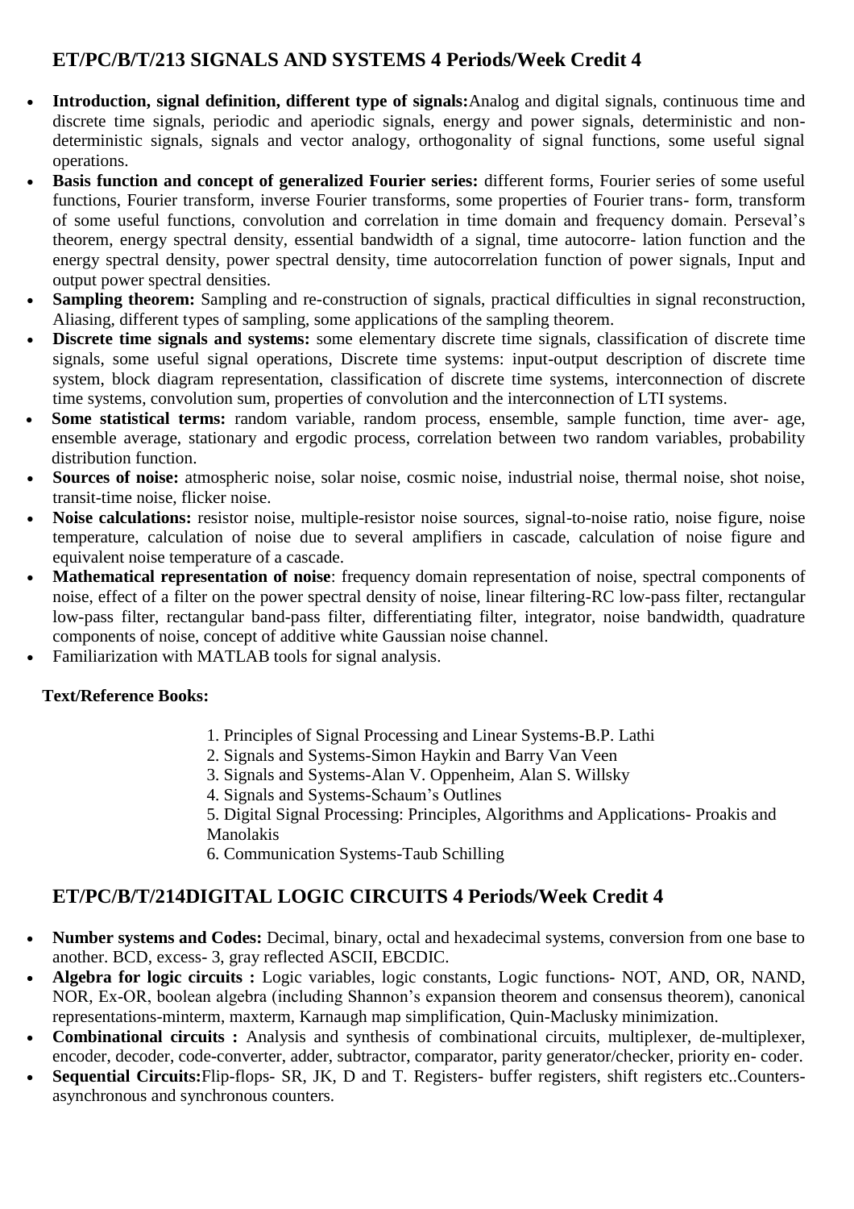## ET/PC/B/T/213 SIGNALS AND SYSTEMS 4 Periods/Week Credit 4

- **Introduction, signal definition, different type of signals:**Analog and digital signals, continuous time and discrete time signals, periodic and aperiodic signals, energy and power signals, deterministic and non-deterministic signals, signals and vector analogy, orthogonality of signal functions, some useful signal operations.
- **Basis function and concept of generalized Fourier series:** different forms, Fourier series of some useful functions, Fourier transform, inverse Fourier transforms, some properties of Fourier trans- form, transform of some useful functions, convolution and correlation in time domain and frequency domain. Perseval's theorem, energy spectral density, essential bandwidth of a signal, time autocorre- lation function and the energy spectral density, power spectral density, time autocorrelation function of power signals, Input and output power spectral densities.
- **Sampling theorem:** Sampling and re-construction of signals, practical difficulties in signal reconstruction, Aliasing, different types of sampling, some applications of the sampling theorem.
- **Discrete time signals and systems:** some elementary discrete time signals, classification of discrete time signals, some useful signal operations, Discrete time systems: input-output description of discrete time system, block diagram representation, classification of discrete time systems, interconnection of discrete time systems, convolution sum, properties of convolution and the interconnection of LTI systems.
- **Some statistical terms:** random variable, random process, ensemble, sample function, time aver- age, ensemble average, stationary and ergodic process, correlation between two random variables, probability distribution function.
- **Sources of noise:** atmospheric noise, solar noise, cosmic noise, industrial noise, thermal noise, shot noise, transit-time noise, flicker noise.
- **Noise calculations:** resistor noise, multiple-resistor noise sources, signal-to-noise ratio, noise figure, noise temperature, calculation of noise due to several amplifiers in cascade, calculation of noise figure and equivalent noise temperature of a cascade.
- **Mathematical representation of noise**: frequency domain representation of noise, spectral components of noise, effect of a filter on the power spectral density of noise, linear filtering-RC low-pass filter, rectangular low-pass filter, rectangular band-pass filter, differentiating filter, integrator, noise bandwidth, quadrature components of noise, concept of additive white Gaussian noise channel.
- Familiarization with MATLAB tools for signal analysis.

**Text/Reference Books:**

1. Principles of Signal Processing and Linear Systems-B.P. Lathi
2. Signals and Systems-Simon Haykin and Barry Van Veen
3. Signals and Systems-Alan V. Oppenheim, Alan S. Willsky
4. Signals and Systems-Schaum's Outlines
5. Digital Signal Processing: Principles, Algorithms and Applications- Proakis and Manolakis
6. Communication Systems-Taub Schilling

## ET/PC/B/T/214DIGITAL LOGIC CIRCUITS 4 Periods/Week Credit 4

- **Number systems and Codes:** Decimal, binary, octal and hexadecimal systems, conversion from one base to another. BCD, excess- 3, gray reflected ASCII, EBCDIC.
- **Algebra for logic circuits :** Logic variables, logic constants, Logic functions- NOT, AND, OR, NAND, NOR, Ex-OR, boolean algebra (including Shannon's expansion theorem and consensus theorem), canonical representations-minterm, maxterm, Karnaugh map simplification, Quin-Maclusky minimization.
- **Combinational circuits :** Analysis and synthesis of combinational circuits, multiplexer, de-multiplexer, encoder, decoder, code-converter, adder, subtractor, comparator, parity generator/checker, priority en- coder.
- **Sequential Circuits:**Flip-flops- SR, JK, D and T. Registers- buffer registers, shift registers etc..Counters-asynchronous and synchronous counters.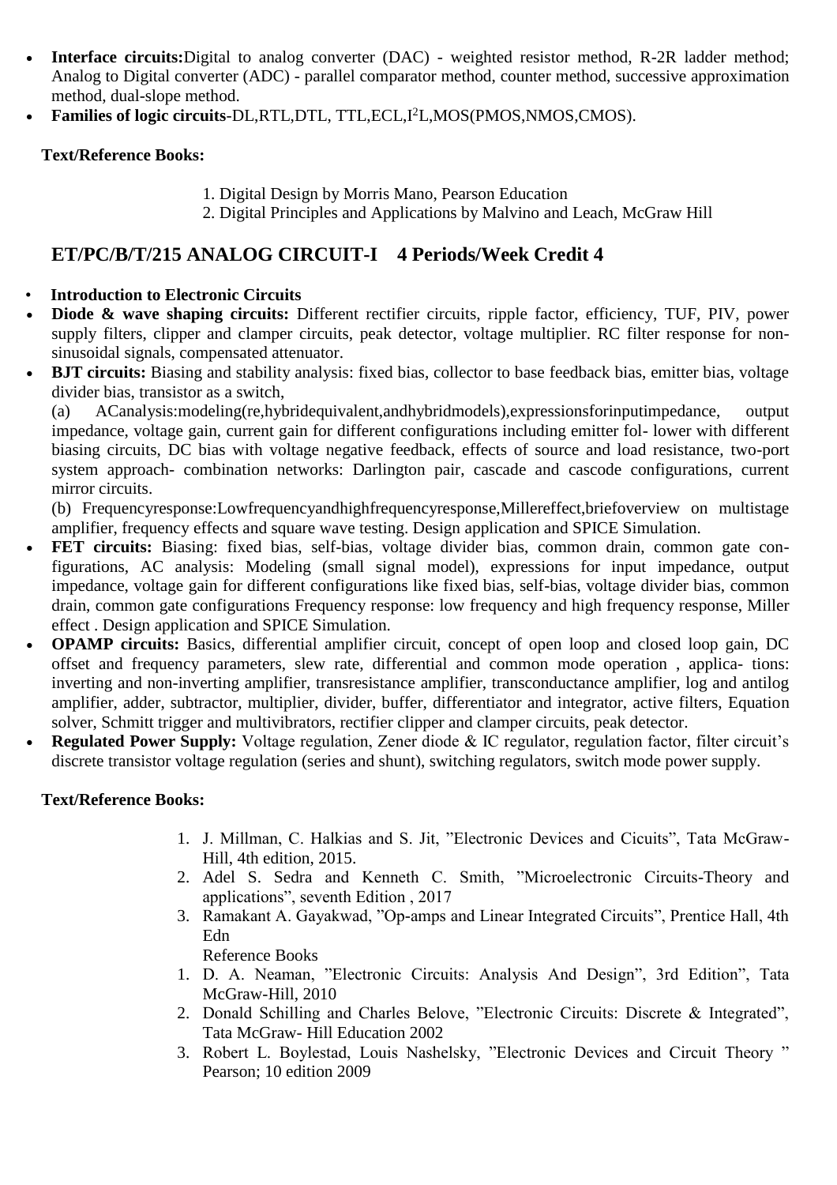- **Interface circuits:**Digital to analog converter (DAC) - weighted resistor method, R-2R ladder method; Analog to Digital converter (ADC) - parallel comparator method, counter method, successive approximation method, dual-slope method.
- **Families of logic circuits**-DL,RTL,DTL, TTL,ECL,$I^2L$,MOS(PMOS,NMOS,CMOS).

**Text/Reference Books:**

1. Digital Design by Morris Mano, Pearson Education
2. Digital Principles and Applications by Malvino and Leach, McGraw Hill

## ET/PC/B/T/215 ANALOG CIRCUIT-I 4 Periods/Week Credit 4

- **Introduction to Electronic Circuits**
- **Diode & wave shaping circuits:** Different rectifier circuits, ripple factor, efficiency, TUF, PIV, power supply filters, clipper and clamper circuits, peak detector, voltage multiplier. RC filter response for non-sinusoidal signals, compensated attenuator.
- **BJT circuits:** Biasing and stability analysis: fixed bias, collector to base feedback bias, emitter bias, voltage divider bias, transistor as a switch,

  (a) ACanalysis:modeling(re,hybridequivalent,andhybridmodels),expressionsforinputimpedance, output impedance, voltage gain, current gain for different configurations including emitter fol- lower with different biasing circuits, DC bias with voltage negative feedback, effects of source and load resistance, two-port system approach- combination networks: Darlington pair, cascade and cascode configurations, current mirror circuits.

  (b) Frequencyresponse:Lowfrequencyandhighfrequencyresponse,Millereffect,briefoverview on multistage amplifier, frequency effects and square wave testing. Design application and SPICE Simulation.
- **FET circuits:** Biasing: fixed bias, self-bias, voltage divider bias, common drain, common gate con- figurations, AC analysis: Modeling (small signal model), expressions for input impedance, output impedance, voltage gain for different configurations like fixed bias, self-bias, voltage divider bias, common drain, common gate configurations Frequency response: low frequency and high frequency response, Miller effect . Design application and SPICE Simulation.
- **OPAMP circuits:** Basics, differential amplifier circuit, concept of open loop and closed loop gain, DC offset and frequency parameters, slew rate, differential and common mode operation , applica- tions: inverting and non-inverting amplifier, transresistance amplifier, transconductance amplifier, log and antilog amplifier, adder, subtractor, multiplier, divider, buffer, differentiator and integrator, active filters, Equation solver, Schmitt trigger and multivibrators, rectifier clipper and clamper circuits, peak detector.
- **Regulated Power Supply:** Voltage regulation, Zener diode & IC regulator, regulation factor, filter circuit's discrete transistor voltage regulation (series and shunt), switching regulators, switch mode power supply.

**Text/Reference Books:**

1. J. Millman, C. Halkias and S. Jit, "Electronic Devices and Cicuits", Tata McGraw-Hill, 4th edition, 2015.
2. Adel S. Sedra and Kenneth C. Smith, "Microelectronic Circuits-Theory and applications", seventh Edition , 2017
3. Ramakant A. Gayakwad, "Op-amps and Linear Integrated Circuits", Prentice Hall, 4th Edn

Reference Books

1. D. A. Neaman, "Electronic Circuits: Analysis And Design", 3rd Edition", Tata McGraw-Hill, 2010
2. Donald Schilling and Charles Belove, "Electronic Circuits: Discrete & Integrated", Tata McGraw- Hill Education 2002
3. Robert L. Boylestad, Louis Nashelsky, "Electronic Devices and Circuit Theory " Pearson; 10 edition 2009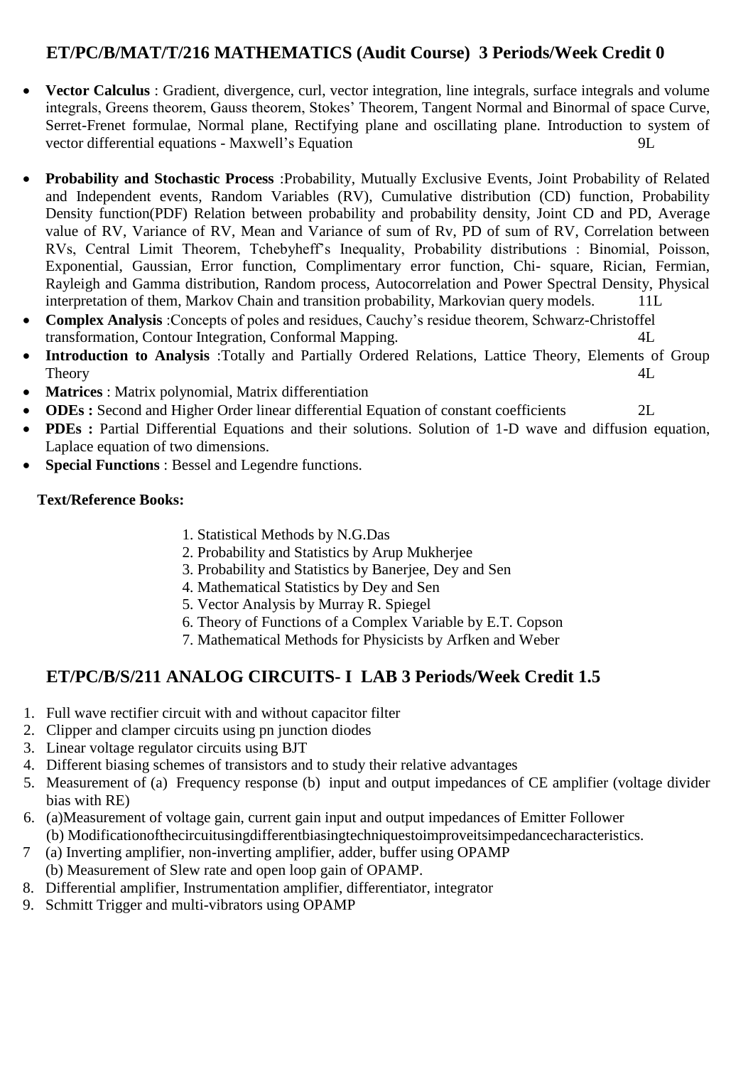## ET/PC/B/MAT/T/216 MATHEMATICS (Audit Course) 3 Periods/Week Credit 0

- **Vector Calculus** : Gradient, divergence, curl, vector integration, line integrals, surface integrals and volume integrals, Greens theorem, Gauss theorem, Stokes' Theorem, Tangent Normal and Binormal of space Curve, Serret-Frenet formulae, Normal plane, Rectifying plane and oscillating plane. Introduction to system of vector differential equations - Maxwell's Equation 9L
- **Probability and Stochastic Process** :Probability, Mutually Exclusive Events, Joint Probability of Related and Independent events, Random Variables (RV), Cumulative distribution (CD) function, Probability Density function(PDF) Relation between probability and probability density, Joint CD and PD, Average value of RV, Variance of RV, Mean and Variance of sum of Rv, PD of sum of RV, Correlation between RVs, Central Limit Theorem, Tchebyheff's Inequality, Probability distributions : Binomial, Poisson, Exponential, Gaussian, Error function, Complimentary error function, Chi- square, Rician, Fermian, Rayleigh and Gamma distribution, Random process, Autocorrelation and Power Spectral Density, Physical interpretation of them, Markov Chain and transition probability, Markovian query models. 11L
- **Complex Analysis** :Concepts of poles and residues, Cauchy's residue theorem, Schwarz-Christoffel transformation, Contour Integration, Conformal Mapping. 4L
- **Introduction to Analysis** :Totally and Partially Ordered Relations, Lattice Theory, Elements of Group Theory 4L
- **Matrices** : Matrix polynomial, Matrix differentiation
- **ODEs :** Second and Higher Order linear differential Equation of constant coefficients 2L
- **PDEs :** Partial Differential Equations and their solutions. Solution of 1-D wave and diffusion equation, Laplace equation of two dimensions.
- **Special Functions** : Bessel and Legendre functions.

**Text/Reference Books:**

1. Statistical Methods by N.G.Das
2. Probability and Statistics by Arup Mukherjee
3. Probability and Statistics by Banerjee, Dey and Sen
4. Mathematical Statistics by Dey and Sen
5. Vector Analysis by Murray R. Spiegel
6. Theory of Functions of a Complex Variable by E.T. Copson
7. Mathematical Methods for Physicists by Arfken and Weber

## ET/PC/B/S/211 ANALOG CIRCUITS- I LAB 3 Periods/Week Credit 1.5

1. Full wave rectifier circuit with and without capacitor filter
2. Clipper and clamper circuits using pn junction diodes
3. Linear voltage regulator circuits using BJT
4. Different biasing schemes of transistors and to study their relative advantages
5. Measurement of (a) Frequency response (b) input and output impedances of CE amplifier (voltage divider bias with RE)
6. (a)Measurement of voltage gain, current gain input and output impedances of Emitter Follower
   (b) Modificationofthecircuitusingdifferentbiasingtechniquestoimproveitsimpedancecharacteristics.
7. (a) Inverting amplifier, non-inverting amplifier, adder, buffer using OPAMP
   (b) Measurement of Slew rate and open loop gain of OPAMP.
8. Differential amplifier, Instrumentation amplifier, differentiator, integrator
9. Schmitt Trigger and multi-vibrators using OPAMP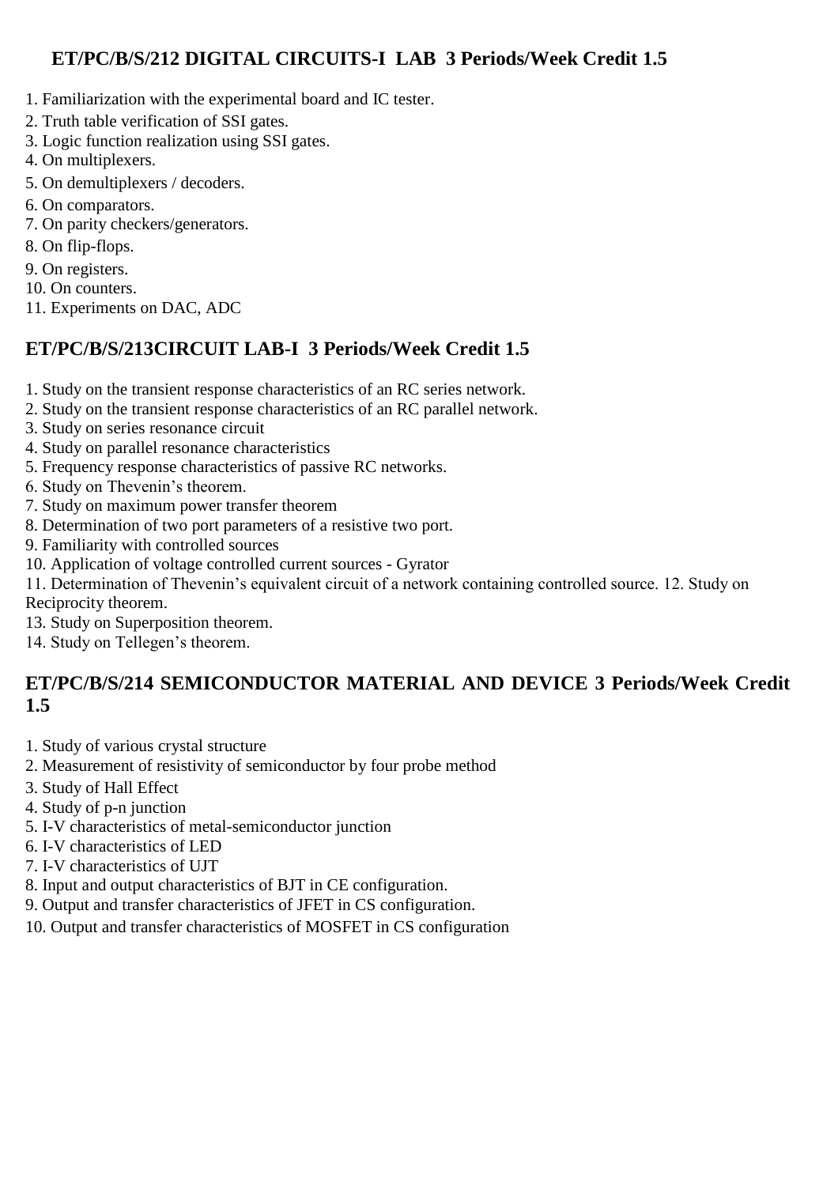### ET/PC/B/S/212 DIGITAL CIRCUITS-I LAB 3 Periods/Week Credit 1.5

1. Familiarization with the experimental board and IC tester.
2. Truth table verification of SSI gates.
3. Logic function realization using SSI gates.
4. On multiplexers.
5. On demultiplexers / decoders.
6. On comparators.
7. On parity checkers/generators.
8. On flip-flops.
9. On registers.
10. On counters.
11. Experiments on DAC, ADC

### ET/PC/B/S/213CIRCUIT LAB-I 3 Periods/Week Credit 1.5

1. Study on the transient response characteristics of an RC series network.
2. Study on the transient response characteristics of an RC parallel network.
3. Study on series resonance circuit
4. Study on parallel resonance characteristics
5. Frequency response characteristics of passive RC networks.
6. Study on Thevenin's theorem.
7. Study on maximum power transfer theorem
8. Determination of two port parameters of a resistive two port.
9. Familiarity with controlled sources
10. Application of voltage controlled current sources - Gyrator
11. Determination of Thevenin's equivalent circuit of a network containing controlled source.
12. Study on Reciprocity theorem.
13. Study on Superposition theorem.
14. Study on Tellegen's theorem.

### ET/PC/B/S/214 SEMICONDUCTOR MATERIAL AND DEVICE 3 Periods/Week Credit 1.5

1. Study of various crystal structure
2. Measurement of resistivity of semiconductor by four probe method
3. Study of Hall Effect
4. Study of p-n junction
5. I-V characteristics of metal-semiconductor junction
6. I-V characteristics of LED
7. I-V characteristics of UJT
8. Input and output characteristics of BJT in CE configuration.
9. Output and transfer characteristics of JFET in CS configuration.
10. Output and transfer characteristics of MOSFET in CS configuration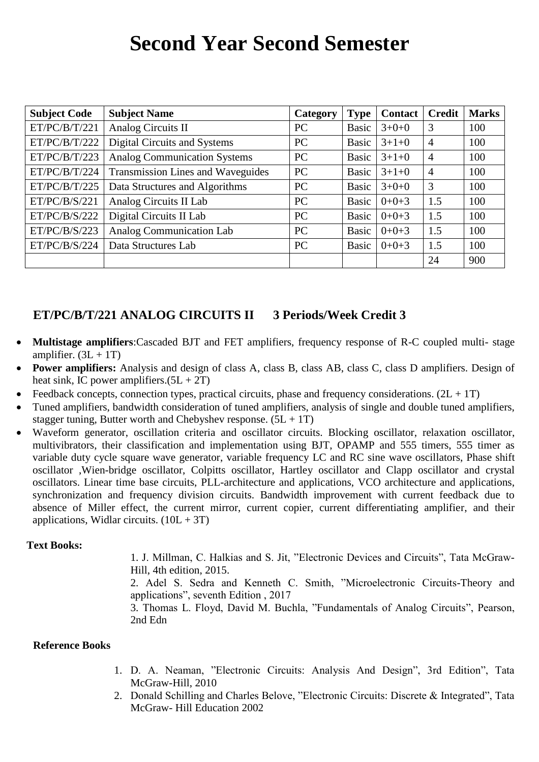# Second Year Second Semester

| Subject Code | Subject Name | Category | Type | Contact | Credit | Marks |
|---|---|---|---|---|---|---|
| ET/PC/B/T/221 | Analog Circuits II | PC | Basic | 3+0+0 | 3 | 100 |
| ET/PC/B/T/222 | Digital Circuits and Systems | PC | Basic | 3+1+0 | 4 | 100 |
| ET/PC/B/T/223 | Analog Communication Systems | PC | Basic | 3+1+0 | 4 | 100 |
| ET/PC/B/T/224 | Transmission Lines and Waveguides | PC | Basic | 3+1+0 | 4 | 100 |
| ET/PC/B/T/225 | Data Structures and Algorithms | PC | Basic | 3+0+0 | 3 | 100 |
| ET/PC/B/S/221 | Analog Circuits II Lab | PC | Basic | 0+0+3 | 1.5 | 100 |
| ET/PC/B/S/222 | Digital Circuits II Lab | PC | Basic | 0+0+3 | 1.5 | 100 |
| ET/PC/B/S/223 | Analog Communication Lab | PC | Basic | 0+0+3 | 1.5 | 100 |
| ET/PC/B/S/224 | Data Structures Lab | PC | Basic | 0+0+3 | 1.5 | 100 |
| | | | | | 24 | 900 |

## ET/PC/B/T/221 ANALOG CIRCUITS II 3 Periods/Week Credit 3

- **Multistage amplifiers**:Cascaded BJT and FET amplifiers, frequency response of R-C coupled multi- stage amplifier. (3L + 1T)
- **Power amplifiers:** Analysis and design of class A, class B, class AB, class C, class D amplifiers. Design of heat sink, IC power amplifiers.(5L + 2T)
- Feedback concepts, connection types, practical circuits, phase and frequency considerations. (2L + 1T)
- Tuned amplifiers, bandwidth consideration of tuned amplifiers, analysis of single and double tuned amplifiers, stagger tuning, Butter worth and Chebyshev response. (5L + 1T)
- Waveform generator, oscillation criteria and oscillator circuits. Blocking oscillator, relaxation oscillator, multivibrators, their classification and implementation using BJT, OPAMP and 555 timers, 555 timer as variable duty cycle square wave generator, variable frequency LC and RC sine wave oscillators, Phase shift oscillator ,Wien-bridge oscillator, Colpitts oscillator, Hartley oscillator and Clapp oscillator and crystal oscillators. Linear time base circuits, PLL-architecture and applications, VCO architecture and applications, synchronization and frequency division circuits. Bandwidth improvement with current feedback due to absence of Miller effect, the current mirror, current copier, current differentiating amplifier, and their applications, Widlar circuits. (10L + 3T)

**Text Books:**

1. J. Millman, C. Halkias and S. Jit, "Electronic Devices and Circuits", Tata McGraw-Hill, 4th edition, 2015.
2. Adel S. Sedra and Kenneth C. Smith, "Microelectronic Circuits-Theory and applications", seventh Edition , 2017
3. Thomas L. Floyd, David M. Buchla, "Fundamentals of Analog Circuits", Pearson, 2nd Edn

**Reference Books**

1. D. A. Neaman, "Electronic Circuits: Analysis And Design", 3rd Edition", Tata McGraw-Hill, 2010
2. Donald Schilling and Charles Belove, "Electronic Circuits: Discrete & Integrated", Tata McGraw- Hill Education 2002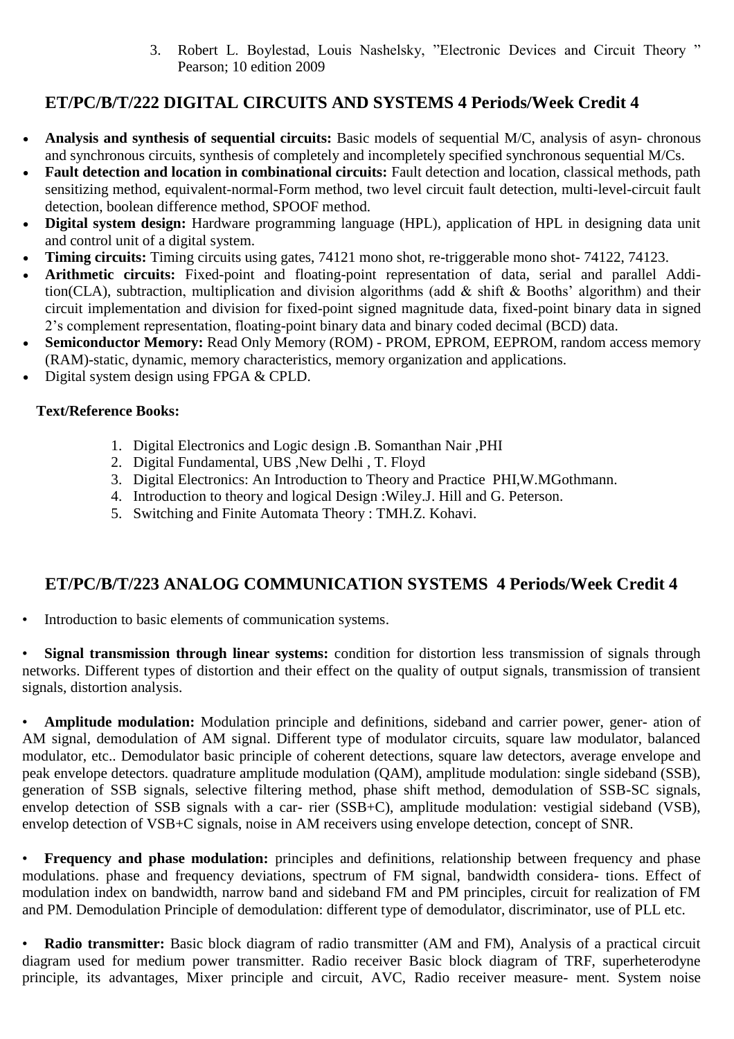3. Robert L. Boylestad, Louis Nashelsky, "Electronic Devices and Circuit Theory " Pearson; 10 edition 2009

## ET/PC/B/T/222 DIGITAL CIRCUITS AND SYSTEMS 4 Periods/Week Credit 4

- **Analysis and synthesis of sequential circuits:** Basic models of sequential M/C, analysis of asyn- chronous and synchronous circuits, synthesis of completely and incompletely specified synchronous sequential M/Cs.
- **Fault detection and location in combinational circuits:** Fault detection and location, classical methods, path sensitizing method, equivalent-normal-Form method, two level circuit fault detection, multi-level-circuit fault detection, boolean difference method, SPOOF method.
- **Digital system design:** Hardware programming language (HPL), application of HPL in designing data unit and control unit of a digital system.
- **Timing circuits:** Timing circuits using gates, 74121 mono shot, re-triggerable mono shot- 74122, 74123.
- **Arithmetic circuits:** Fixed-point and floating-point representation of data, serial and parallel Addi- tion(CLA), subtraction, multiplication and division algorithms (add & shift & Booths' algorithm) and their circuit implementation and division for fixed-point signed magnitude data, fixed-point binary data in signed 2's complement representation, floating-point binary data and binary coded decimal (BCD) data.
- **Semiconductor Memory:** Read Only Memory (ROM) - PROM, EPROM, EEPROM, random access memory (RAM)-static, dynamic, memory characteristics, memory organization and applications.
- Digital system design using FPGA & CPLD.

**Text/Reference Books:**

1. Digital Electronics and Logic design .B. Somanthan Nair ,PHI
2. Digital Fundamental, UBS ,New Delhi , T. Floyd
3. Digital Electronics: An Introduction to Theory and Practice PHI,W.MGothmann.
4. Introduction to theory and logical Design :Wiley.J. Hill and G. Peterson.
5. Switching and Finite Automata Theory : TMH.Z. Kohavi.

## ET/PC/B/T/223 ANALOG COMMUNICATION SYSTEMS 4 Periods/Week Credit 4

- Introduction to basic elements of communication systems.

- **Signal transmission through linear systems:** condition for distortion less transmission of signals through networks. Different types of distortion and their effect on the quality of output signals, transmission of transient signals, distortion analysis.

- **Amplitude modulation:** Modulation principle and definitions, sideband and carrier power, gener- ation of AM signal, demodulation of AM signal. Different type of modulator circuits, square law modulator, balanced modulator, etc.. Demodulator basic principle of coherent detections, square law detectors, average envelope and peak envelope detectors. quadrature amplitude modulation (QAM), amplitude modulation: single sideband (SSB), generation of SSB signals, selective filtering method, phase shift method, demodulation of SSB-SC signals, envelop detection of SSB signals with a car- rier (SSB+C), amplitude modulation: vestigial sideband (VSB), envelop detection of VSB+C signals, noise in AM receivers using envelope detection, concept of SNR.

- **Frequency and phase modulation:** principles and definitions, relationship between frequency and phase modulations. phase and frequency deviations, spectrum of FM signal, bandwidth considera- tions. Effect of modulation index on bandwidth, narrow band and sideband FM and PM principles, circuit for realization of FM and PM. Demodulation Principle of demodulation: different type of demodulator, discriminator, use of PLL etc.

- **Radio transmitter:** Basic block diagram of radio transmitter (AM and FM), Analysis of a practical circuit diagram used for medium power transmitter. Radio receiver Basic block diagram of TRF, superheterodyne principle, its advantages, Mixer principle and circuit, AVC, Radio receiver measure- ment. System noise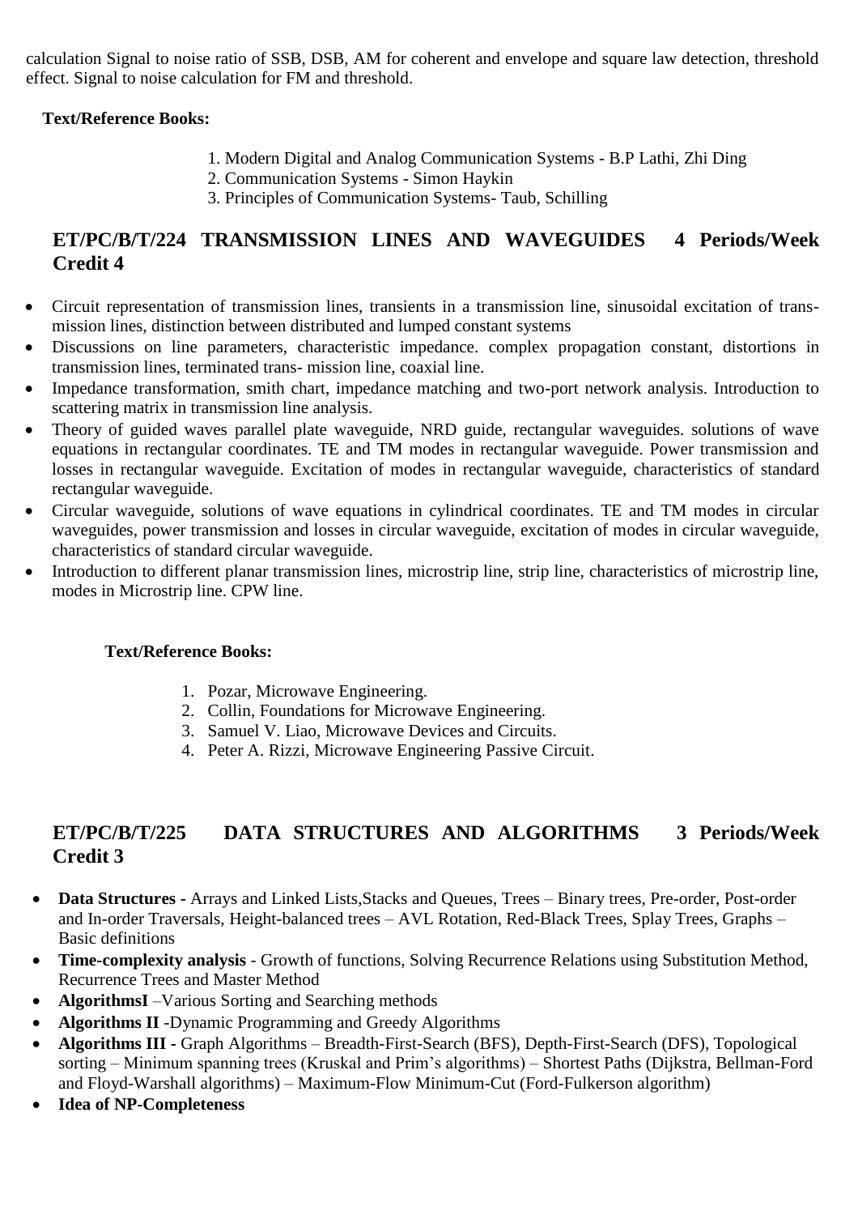calculation Signal to noise ratio of SSB, DSB, AM for coherent and envelope and square law detection, threshold effect. Signal to noise calculation for FM and threshold.

**Text/Reference Books:**

1. Modern Digital and Analog Communication Systems - B.P Lathi, Zhi Ding
2. Communication Systems - Simon Haykin
3. Principles of Communication Systems- Taub, Schilling

## ET/PC/B/T/224 TRANSMISSION LINES AND WAVEGUIDES 4 Periods/Week Credit 4

- Circuit representation of transmission lines, transients in a transmission line, sinusoidal excitation of trans-mission lines, distinction between distributed and lumped constant systems
- Discussions on line parameters, characteristic impedance. complex propagation constant, distortions in transmission lines, terminated trans- mission line, coaxial line.
- Impedance transformation, smith chart, impedance matching and two-port network analysis. Introduction to scattering matrix in transmission line analysis.
- Theory of guided waves parallel plate waveguide, NRD guide, rectangular waveguides. solutions of wave equations in rectangular coordinates. TE and TM modes in rectangular waveguide. Power transmission and losses in rectangular waveguide. Excitation of modes in rectangular waveguide, characteristics of standard rectangular waveguide.
- Circular waveguide, solutions of wave equations in cylindrical coordinates. TE and TM modes in circular waveguides, power transmission and losses in circular waveguide, excitation of modes in circular waveguide, characteristics of standard circular waveguide.
- Introduction to different planar transmission lines, microstrip line, strip line, characteristics of microstrip line, modes in Microstrip line. CPW line.

**Text/Reference Books:**

1. Pozar, Microwave Engineering.
2. Collin, Foundations for Microwave Engineering.
3. Samuel V. Liao, Microwave Devices and Circuits.
4. Peter A. Rizzi, Microwave Engineering Passive Circuit.

## ET/PC/B/T/225 DATA STRUCTURES AND ALGORITHMS 3 Periods/Week Credit 3

- **Data Structures -** Arrays and Linked Lists,Stacks and Queues, Trees – Binary trees, Pre-order, Post-order and In-order Traversals, Height-balanced trees – AVL Rotation, Red-Black Trees, Splay Trees, Graphs – Basic definitions
- **Time-complexity analysis** - Growth of functions, Solving Recurrence Relations using Substitution Method, Recurrence Trees and Master Method
- **AlgorithmsI** –Various Sorting and Searching methods
- **Algorithms II** -Dynamic Programming and Greedy Algorithms
- **Algorithms III -** Graph Algorithms – Breadth-First-Search (BFS), Depth-First-Search (DFS), Topological sorting – Minimum spanning trees (Kruskal and Prim's algorithms) – Shortest Paths (Dijkstra, Bellman-Ford and Floyd-Warshall algorithms) – Maximum-Flow Minimum-Cut (Ford-Fulkerson algorithm)
- **Idea of NP-Completeness**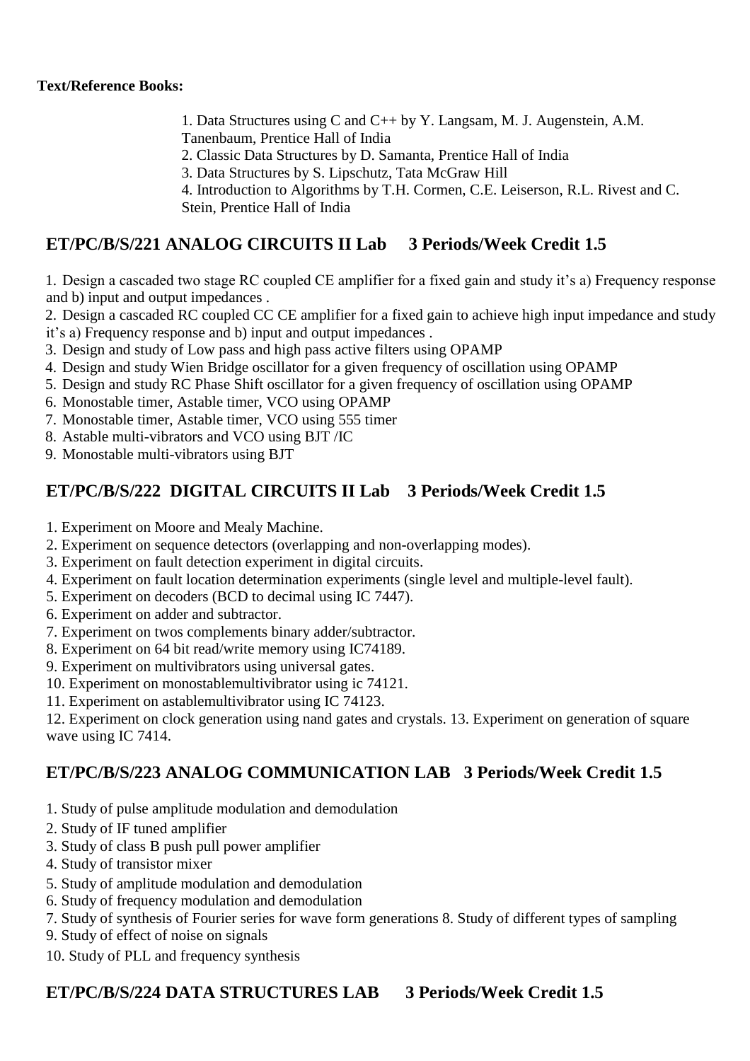**Text/Reference Books:**

1. Data Structures using C and C++ by Y. Langsam, M. J. Augenstein, A.M. Tanenbaum, Prentice Hall of India
2. Classic Data Structures by D. Samanta, Prentice Hall of India
3. Data Structures by S. Lipschutz, Tata McGraw Hill
4. Introduction to Algorithms by T.H. Cormen, C.E. Leiserson, R.L. Rivest and C. Stein, Prentice Hall of India

## ET/PC/B/S/221 ANALOG CIRCUITS II Lab 3 Periods/Week Credit 1.5

1. Design a cascaded two stage RC coupled CE amplifier for a fixed gain and study it's a) Frequency response and b) input and output impedances .
2. Design a cascaded RC coupled CC CE amplifier for a fixed gain to achieve high input impedance and study it's a) Frequency response and b) input and output impedances .
3. Design and study of Low pass and high pass active filters using OPAMP
4. Design and study Wien Bridge oscillator for a given frequency of oscillation using OPAMP
5. Design and study RC Phase Shift oscillator for a given frequency of oscillation using OPAMP
6. Monostable timer, Astable timer, VCO using OPAMP
7. Monostable timer, Astable timer, VCO using 555 timer
8. Astable multi-vibrators and VCO using BJT /IC
9. Monostable multi-vibrators using BJT

## ET/PC/B/S/222 DIGITAL CIRCUITS II Lab 3 Periods/Week Credit 1.5

1. Experiment on Moore and Mealy Machine.
2. Experiment on sequence detectors (overlapping and non-overlapping modes).
3. Experiment on fault detection experiment in digital circuits.
4. Experiment on fault location determination experiments (single level and multiple-level fault).
5. Experiment on decoders (BCD to decimal using IC 7447).
6. Experiment on adder and subtractor.
7. Experiment on twos complements binary adder/subtractor.
8. Experiment on 64 bit read/write memory using IC74189.
9. Experiment on multivibrators using universal gates.
10. Experiment on monostablemultivibrator using ic 74121.
11. Experiment on astablemultivibrator using IC 74123.
12. Experiment on clock generation using nand gates and crystals. 13. Experiment on generation of square wave using IC 7414.

## ET/PC/B/S/223 ANALOG COMMUNICATION LAB 3 Periods/Week Credit 1.5

1. Study of pulse amplitude modulation and demodulation
2. Study of IF tuned amplifier
3. Study of class B push pull power amplifier
4. Study of transistor mixer
5. Study of amplitude modulation and demodulation
6. Study of frequency modulation and demodulation
7. Study of synthesis of Fourier series for wave form generations 8. Study of different types of sampling
9. Study of effect of noise on signals
10. Study of PLL and frequency synthesis

## ET/PC/B/S/224 DATA STRUCTURES LAB 3 Periods/Week Credit 1.5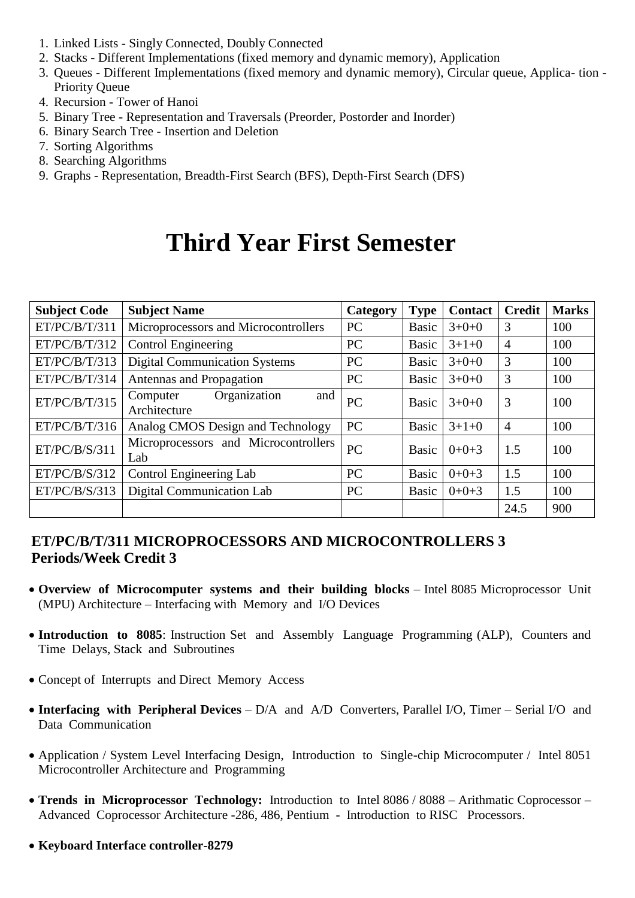1. Linked Lists - Singly Connected, Doubly Connected
2. Stacks - Different Implementations (fixed memory and dynamic memory), Application
3. Queues - Different Implementations (fixed memory and dynamic memory), Circular queue, Applica- tion - Priority Queue
4. Recursion - Tower of Hanoi
5. Binary Tree - Representation and Traversals (Preorder, Postorder and Inorder)
6. Binary Search Tree - Insertion and Deletion
7. Sorting Algorithms
8. Searching Algorithms
9. Graphs - Representation, Breadth-First Search (BFS), Depth-First Search (DFS)

# Third Year First Semester

| Subject Code | Subject Name | Category | Type | Contact | Credit | Marks |
|---|---|---|---|---|---|---|
| ET/PC/B/T/311 | Microprocessors and Microcontrollers | PC | Basic | 3+0+0 | 3 | 100 |
| ET/PC/B/T/312 | Control Engineering | PC | Basic | 3+1+0 | 4 | 100 |
| ET/PC/B/T/313 | Digital Communication Systems | PC | Basic | 3+0+0 | 3 | 100 |
| ET/PC/B/T/314 | Antennas and Propagation | PC | Basic | 3+0+0 | 3 | 100 |
| ET/PC/B/T/315 | Computer Organization and Architecture | PC | Basic | 3+0+0 | 3 | 100 |
| ET/PC/B/T/316 | Analog CMOS Design and Technology | PC | Basic | 3+1+0 | 4 | 100 |
| ET/PC/B/S/311 | Microprocessors and Microcontrollers Lab | PC | Basic | 0+0+3 | 1.5 | 100 |
| ET/PC/B/S/312 | Control Engineering Lab | PC | Basic | 0+0+3 | 1.5 | 100 |
| ET/PC/B/S/313 | Digital Communication Lab | PC | Basic | 0+0+3 | 1.5 | 100 |
| | | | | | 24.5 | 900 |

### ET/PC/B/T/311 MICROPROCESSORS AND MICROCONTROLLERS 3 Periods/Week Credit 3

- **Overview of Microcomputer systems and their building blocks** – Intel 8085 Microprocessor Unit (MPU) Architecture – Interfacing with Memory and I/O Devices
- **Introduction to 8085**: Instruction Set and Assembly Language Programming (ALP), Counters and Time Delays, Stack and Subroutines
- Concept of Interrupts and Direct Memory Access
- **Interfacing with Peripheral Devices** – D/A and A/D Converters, Parallel I/O, Timer – Serial I/O and Data Communication
- Application / System Level Interfacing Design, Introduction to Single-chip Microcomputer / Intel 8051 Microcontroller Architecture and Programming
- **Trends in Microprocessor Technology:** Introduction to Intel 8086 / 8088 – Arithmatic Coprocessor – Advanced Coprocessor Architecture -286, 486, Pentium - Introduction to RISC Processors.
- **Keyboard Interface controller-8279**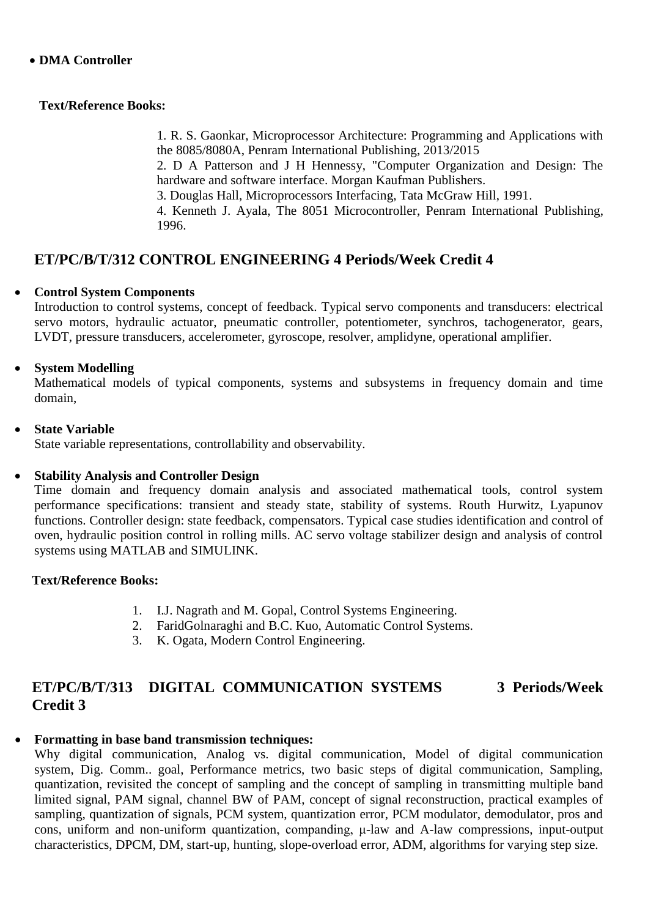- **DMA Controller**

**Text/Reference Books:**

1. R. S. Gaonkar, Microprocessor Architecture: Programming and Applications with the 8085/8080A, Penram International Publishing, 2013/2015
2. D A Patterson and J H Hennessy, "Computer Organization and Design: The hardware and software interface. Morgan Kaufman Publishers.
3. Douglas Hall, Microprocessors Interfacing, Tata McGraw Hill, 1991.
4. Kenneth J. Ayala, The 8051 Microcontroller, Penram International Publishing, 1996.

## ET/PC/B/T/312 CONTROL ENGINEERING 4 Periods/Week Credit 4

- **Control System Components**
  Introduction to control systems, concept of feedback. Typical servo components and transducers: electrical servo motors, hydraulic actuator, pneumatic controller, potentiometer, synchros, tachogenerator, gears, LVDT, pressure transducers, accelerometer, gyroscope, resolver, amplidyne, operational amplifier.

- **System Modelling**
  Mathematical models of typical components, systems and subsystems in frequency domain and time domain,

- **State Variable**
  State variable representations, controllability and observability.

- **Stability Analysis and Controller Design**
  Time domain and frequency domain analysis and associated mathematical tools, control system performance specifications: transient and steady state, stability of systems. Routh Hurwitz, Lyapunov functions. Controller design: state feedback, compensators. Typical case studies identification and control of oven, hydraulic position control in rolling mills. AC servo voltage stabilizer design and analysis of control systems using MATLAB and SIMULINK.

**Text/Reference Books:**

1. I.J. Nagrath and M. Gopal, Control Systems Engineering.
2. FaridGolnaraghi and B.C. Kuo, Automatic Control Systems.
3. K. Ogata, Modern Control Engineering.

## ET/PC/B/T/313 DIGITAL COMMUNICATION SYSTEMS 3 Periods/Week Credit 3

- **Formatting in base band transmission techniques:**
  Why digital communication, Analog vs. digital communication, Model of digital communication system, Dig. Comm.. goal, Performance metrics, two basic steps of digital communication, Sampling, quantization, revisited the concept of sampling and the concept of sampling in transmitting multiple band limited signal, PAM signal, channel BW of PAM, concept of signal reconstruction, practical examples of sampling, quantization of signals, PCM system, quantization error, PCM modulator, demodulator, pros and cons, uniform and non-uniform quantization, companding, $\mu$-law and A-law compressions, input-output characteristics, DPCM, DM, start-up, hunting, slope-overload error, ADM, algorithms for varying step size.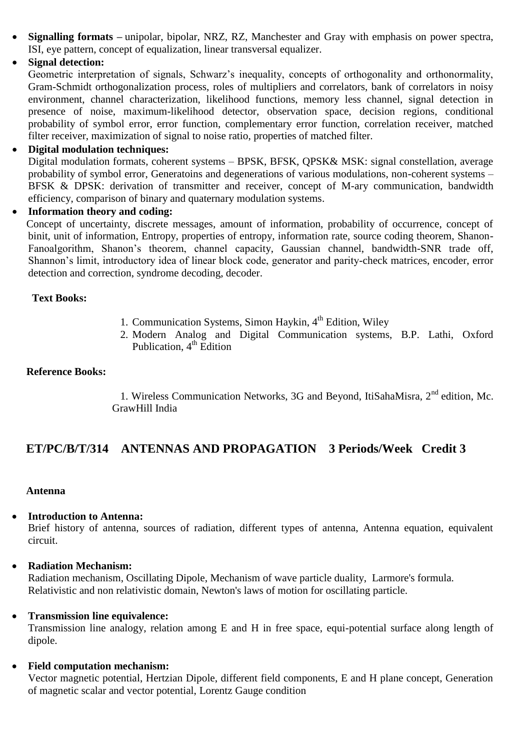- **Signalling formats –** unipolar, bipolar, NRZ, RZ, Manchester and Gray with emphasis on power spectra, ISI, eye pattern, concept of equalization, linear transversal equalizer.
- **Signal detection:**
  Geometric interpretation of signals, Schwarz's inequality, concepts of orthogonality and orthonormality, Gram-Schmidt orthogonalization process, roles of multipliers and correlators, bank of correlators in noisy environment, channel characterization, likelihood functions, memory less channel, signal detection in presence of noise, maximum-likelihood detector, observation space, decision regions, conditional probability of symbol error, error function, complementary error function, correlation receiver, matched filter receiver, maximization of signal to noise ratio, properties of matched filter.
- **Digital modulation techniques:**
  Digital modulation formats, coherent systems – BPSK, BFSK, QPSK& MSK: signal constellation, average probability of symbol error, Generatoins and degenerations of various modulations, non-coherent systems – BFSK & DPSK: derivation of transmitter and receiver, concept of M-ary communication, bandwidth efficiency, comparison of binary and quaternary modulation systems.
- **Information theory and coding:**
  Concept of uncertainty, discrete messages, amount of information, probability of occurrence, concept of binit, unit of information, Entropy, properties of entropy, information rate, source coding theorem, Shanon-Fanoalgorithm, Shanon's theorem, channel capacity, Gaussian channel, bandwidth-SNR trade off, Shannon's limit, introductory idea of linear block code, generator and parity-check matrices, encoder, error detection and correction, syndrome decoding, decoder.

**Text Books:**

1. Communication Systems, Simon Haykin, 4th Edition, Wiley
2. Modern Analog and Digital Communication systems, B.P. Lathi, Oxford Publication, 4th Edition

**Reference Books:**

1. Wireless Communication Networks, 3G and Beyond, ItiSahaMisra, 2nd edition, Mc. GrawHill India

## ET/PC/B/T/314 ANTENNAS AND PROPAGATION 3 Periods/Week Credit 3

**Antenna**

- **Introduction to Antenna:**
  Brief history of antenna, sources of radiation, different types of antenna, Antenna equation, equivalent circuit.

- **Radiation Mechanism:**
  Radiation mechanism, Oscillating Dipole, Mechanism of wave particle duality, Larmore's formula. Relativistic and non relativistic domain, Newton's laws of motion for oscillating particle.

- **Transmission line equivalence:**
  Transmission line analogy, relation among E and H in free space, equi-potential surface along length of dipole.

- **Field computation mechanism:**
  Vector magnetic potential, Hertzian Dipole, different field components, E and H plane concept, Generation of magnetic scalar and vector potential, Lorentz Gauge condition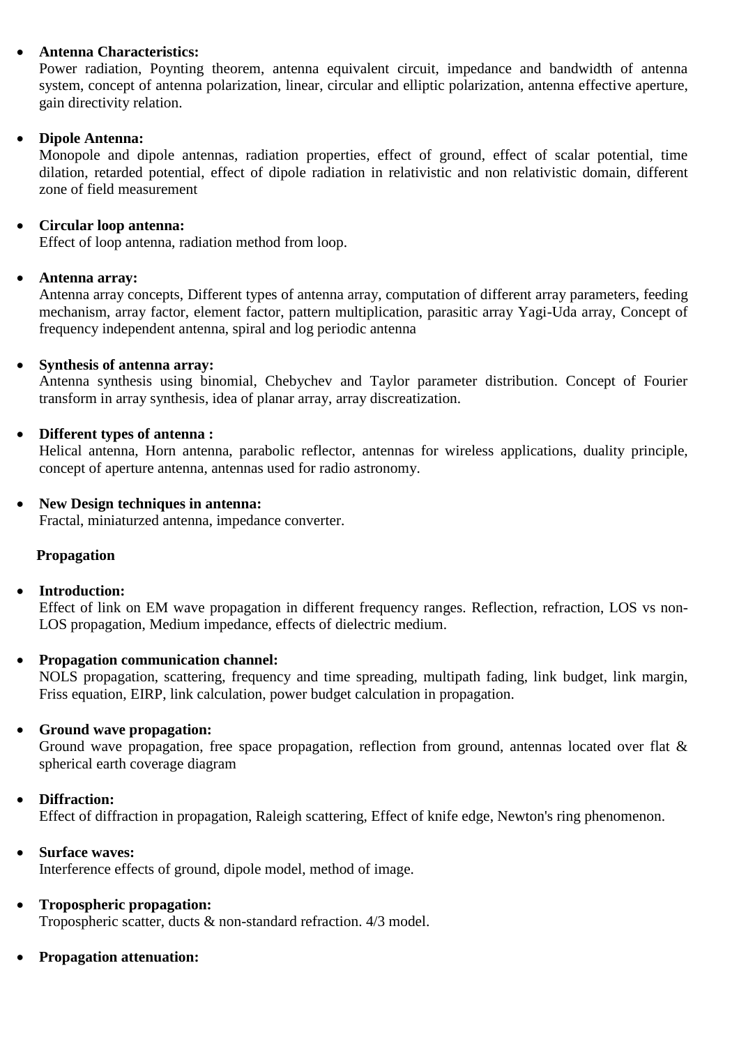- **Antenna Characteristics:**
  Power radiation, Poynting theorem, antenna equivalent circuit, impedance and bandwidth of antenna system, concept of antenna polarization, linear, circular and elliptic polarization, antenna effective aperture, gain directivity relation.

- **Dipole Antenna:**
  Monopole and dipole antennas, radiation properties, effect of ground, effect of scalar potential, time dilation, retarded potential, effect of dipole radiation in relativistic and non relativistic domain, different zone of field measurement

- **Circular loop antenna:**
  Effect of loop antenna, radiation method from loop.

- **Antenna array:**
  Antenna array concepts, Different types of antenna array, computation of different array parameters, feeding mechanism, array factor, element factor, pattern multiplication, parasitic array Yagi-Uda array, Concept of frequency independent antenna, spiral and log periodic antenna

- **Synthesis of antenna array:**
  Antenna synthesis using binomial, Chebychev and Taylor parameter distribution. Concept of Fourier transform in array synthesis, idea of planar array, array discreatization.

- **Different types of antenna :**
  Helical antenna, Horn antenna, parabolic reflector, antennas for wireless applications, duality principle, concept of aperture antenna, antennas used for radio astronomy.

- **New Design techniques in antenna:**
  Fractal, miniaturzed antenna, impedance converter.

**Propagation**

- **Introduction:**
  Effect of link on EM wave propagation in different frequency ranges. Reflection, refraction, LOS vs non-LOS propagation, Medium impedance, effects of dielectric medium.

- **Propagation communication channel:**
  NOLS propagation, scattering, frequency and time spreading, multipath fading, link budget, link margin, Friss equation, EIRP, link calculation, power budget calculation in propagation.

- **Ground wave propagation:**
  Ground wave propagation, free space propagation, reflection from ground, antennas located over flat & spherical earth coverage diagram

- **Diffraction:**
  Effect of diffraction in propagation, Raleigh scattering, Effect of knife edge, Newton's ring phenomenon.

- **Surface waves:**
  Interference effects of ground, dipole model, method of image.

- **Tropospheric propagation:**
  Tropospheric scatter, ducts & non-standard refraction. 4/3 model.

- **Propagation attenuation:**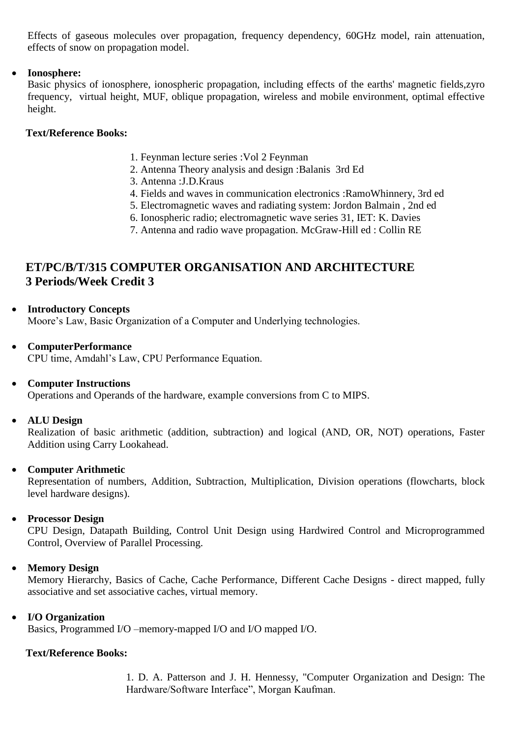Effects of gaseous molecules over propagation, frequency dependency, 60GHz model, rain attenuation, effects of snow on propagation model.

- **Ionosphere:**
  Basic physics of ionosphere, ionospheric propagation, including effects of the earths' magnetic fields,zyro frequency, virtual height, MUF, oblique propagation, wireless and mobile environment, optimal effective height.

**Text/Reference Books:**

1. Feynman lecture series :Vol 2 Feynman
2. Antenna Theory analysis and design :Balanis 3rd Ed
3. Antenna :J.D.Kraus
4. Fields and waves in communication electronics :RamoWhinnery, 3rd ed
5. Electromagnetic waves and radiating system: Jordon Balmain , 2nd ed
6. Ionospheric radio; electromagnetic wave series 31, IET: K. Davies
7. Antenna and radio wave propagation. McGraw-Hill ed : Collin RE

## ET/PC/B/T/315 COMPUTER ORGANISATION AND ARCHITECTURE
## 3 Periods/Week Credit 3

- **Introductory Concepts**
  Moore's Law, Basic Organization of a Computer and Underlying technologies.

- **ComputerPerformance**
  CPU time, Amdahl's Law, CPU Performance Equation.

- **Computer Instructions**
  Operations and Operands of the hardware, example conversions from C to MIPS.

- **ALU Design**
  Realization of basic arithmetic (addition, subtraction) and logical (AND, OR, NOT) operations, Faster Addition using Carry Lookahead.

- **Computer Arithmetic**
  Representation of numbers, Addition, Subtraction, Multiplication, Division operations (flowcharts, block level hardware designs).

- **Processor Design**
  CPU Design, Datapath Building, Control Unit Design using Hardwired Control and Microprogrammed Control, Overview of Parallel Processing.

- **Memory Design**
  Memory Hierarchy, Basics of Cache, Cache Performance, Different Cache Designs - direct mapped, fully associative and set associative caches, virtual memory.

- **I/O Organization**
  Basics, Programmed I/O –memory-mapped I/O and I/O mapped I/O.

**Text/Reference Books:**

1. D. A. Patterson and J. H. Hennessy, "Computer Organization and Design: The Hardware/Software Interface", Morgan Kaufman.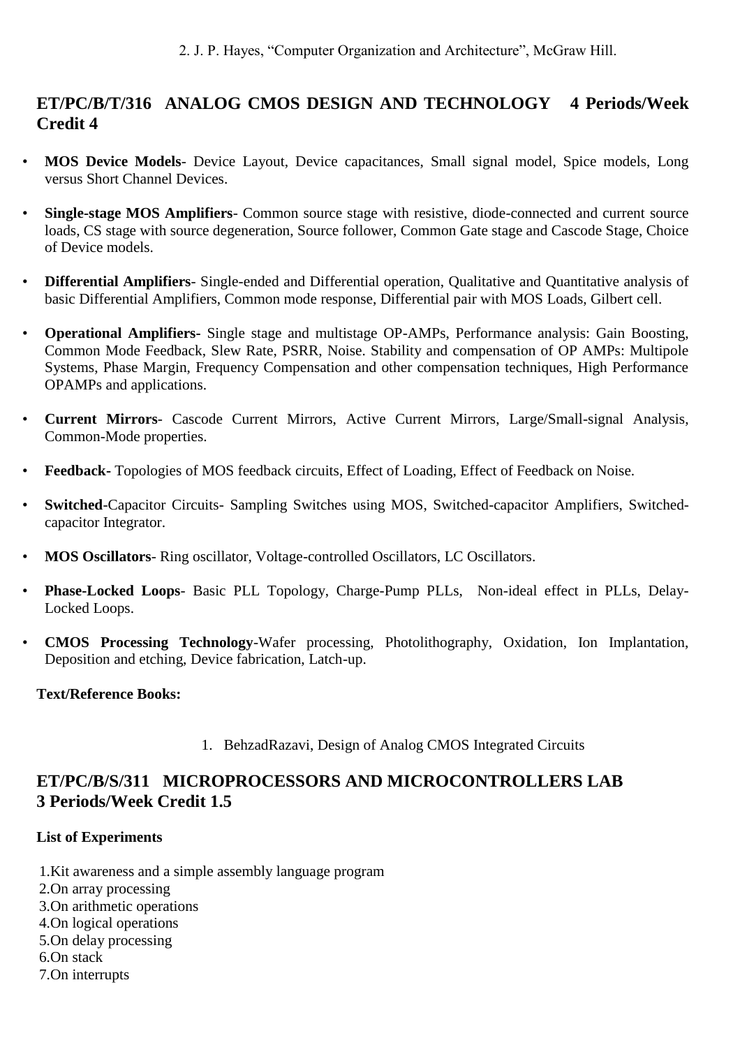2. J. P. Hayes, “Computer Organization and Architecture”, McGraw Hill.

## ET/PC/B/T/316 ANALOG CMOS DESIGN AND TECHNOLOGY 4 Periods/Week Credit 4

- **MOS Device Models**- Device Layout, Device capacitances, Small signal model, Spice models, Long versus Short Channel Devices.
- **Single-stage MOS Amplifiers**- Common source stage with resistive, diode-connected and current source loads, CS stage with source degeneration, Source follower, Common Gate stage and Cascode Stage, Choice of Device models.
- **Differential Amplifiers**- Single-ended and Differential operation, Qualitative and Quantitative analysis of basic Differential Amplifiers, Common mode response, Differential pair with MOS Loads, Gilbert cell.
- **Operational Amplifiers-** Single stage and multistage OP-AMPs, Performance analysis: Gain Boosting, Common Mode Feedback, Slew Rate, PSRR, Noise. Stability and compensation of OP AMPs: Multipole Systems, Phase Margin, Frequency Compensation and other compensation techniques, High Performance OPAMPs and applications.
- **Current Mirrors**- Cascode Current Mirrors, Active Current Mirrors, Large/Small-signal Analysis, Common-Mode properties.
- **Feedback-** Topologies of MOS feedback circuits, Effect of Loading, Effect of Feedback on Noise.
- **Switched**-Capacitor Circuits- Sampling Switches using MOS, Switched-capacitor Amplifiers, Switched-capacitor Integrator.
- **MOS Oscillators**- Ring oscillator, Voltage-controlled Oscillators, LC Oscillators.
- **Phase-Locked Loops**- Basic PLL Topology, Charge-Pump PLLs, Non-ideal effect in PLLs, Delay-Locked Loops.
- **CMOS Processing Technology**-Wafer processing, Photolithography, Oxidation, Ion Implantation, Deposition and etching, Device fabrication, Latch-up.

**Text/Reference Books:**

1. BehzadRazavi, Design of Analog CMOS Integrated Circuits

## ET/PC/B/S/311 MICROPROCESSORS AND MICROCONTROLLERS LAB 3 Periods/Week Credit 1.5

**List of Experiments**

1.Kit awareness and a simple assembly language program
2.On array processing
3.On arithmetic operations
4.On logical operations
5.On delay processing
6.On stack
7.On interrupts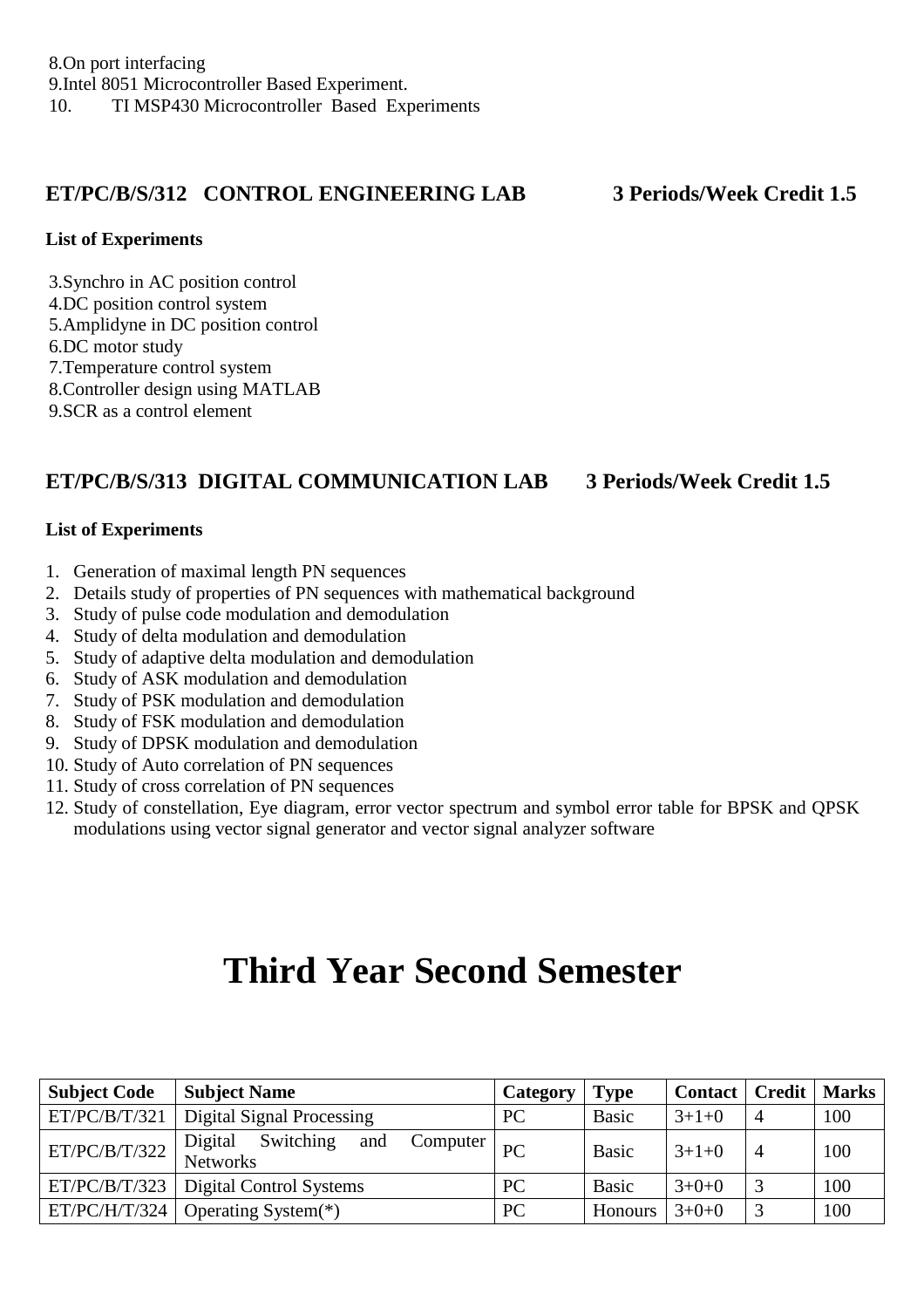8.On port interfacing
9.Intel 8051 Microcontroller Based Experiment.
10. TI MSP430 Microcontroller Based Experiments

## ET/PC/B/S/312 CONTROL ENGINEERING LAB 3 Periods/Week Credit 1.5

**List of Experiments**

3.Synchro in AC position control
4.DC position control system
5.Amplidyne in DC position control
6.DC motor study
7.Temperature control system
8.Controller design using MATLAB
9.SCR as a control element

## ET/PC/B/S/313 DIGITAL COMMUNICATION LAB 3 Periods/Week Credit 1.5

**List of Experiments**

1. Generation of maximal length PN sequences
2. Details study of properties of PN sequences with mathematical background
3. Study of pulse code modulation and demodulation
4. Study of delta modulation and demodulation
5. Study of adaptive delta modulation and demodulation
6. Study of ASK modulation and demodulation
7. Study of PSK modulation and demodulation
8. Study of FSK modulation and demodulation
9. Study of DPSK modulation and demodulation
10. Study of Auto correlation of PN sequences
11. Study of cross correlation of PN sequences
12. Study of constellation, Eye diagram, error vector spectrum and symbol error table for BPSK and QPSK modulations using vector signal generator and vector signal analyzer software

# Third Year Second Semester

| Subject Code | Subject Name | Category | Type | Contact | Credit | Marks |
|---|---|---|---|---|---|---|
| ET/PC/B/T/321 | Digital Signal Processing | PC | Basic | 3+1+0 | 4 | 100 |
| ET/PC/B/T/322 | Digital Switching and Computer Networks | PC | Basic | 3+1+0 | 4 | 100 |
| ET/PC/B/T/323 | Digital Control Systems | PC | Basic | 3+0+0 | 3 | 100 |
| ET/PC/H/T/324 | Operating System(*) | PC | Honours | 3+0+0 | 3 | 100 |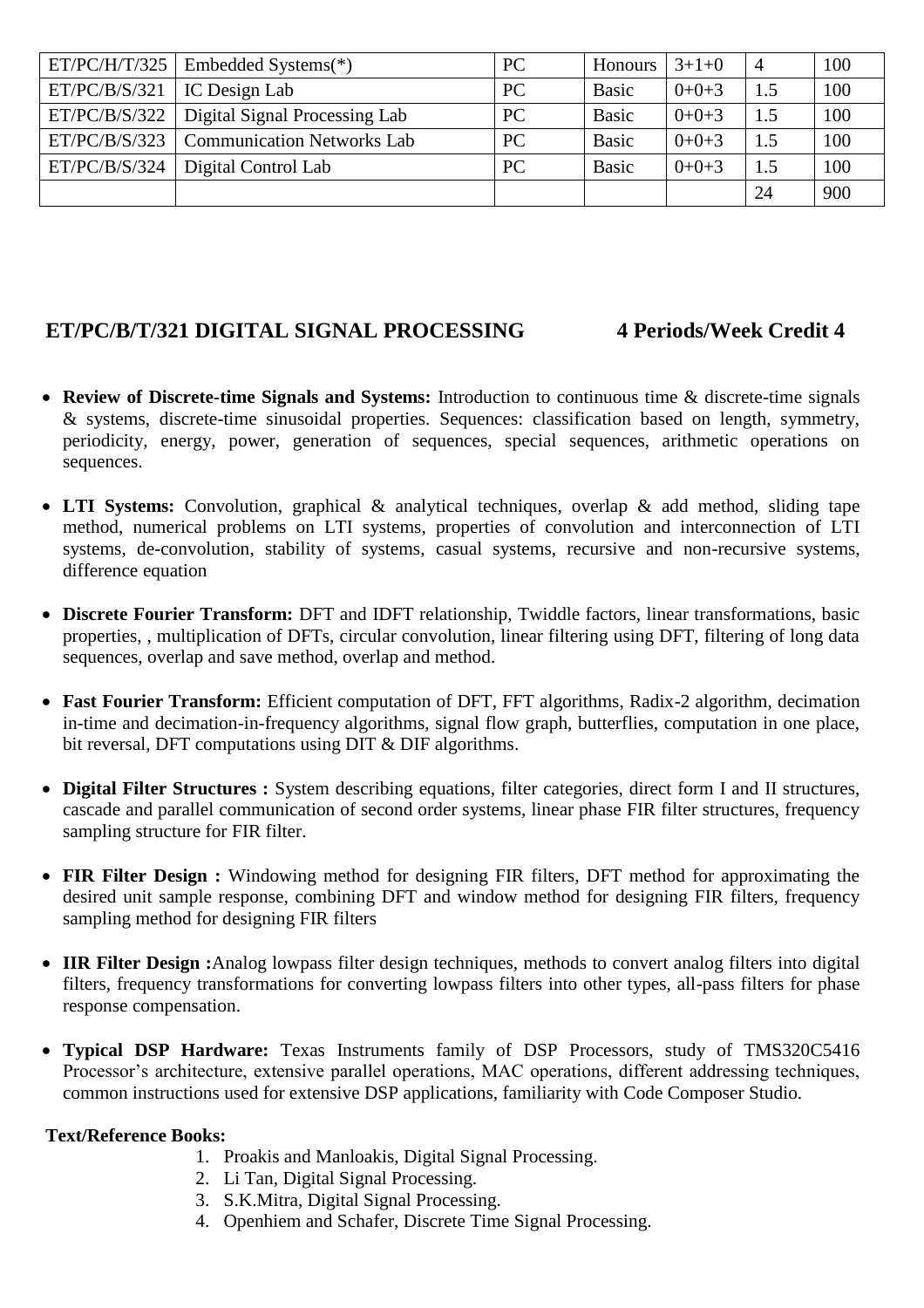| ET/PC/H/T/325 | Embedded Systems(*) | PC | Honours | 3+1+0 | 4 | 100 |
|---|---|---|---|---|---|---|
| ET/PC/B/S/321 | IC Design Lab | PC | Basic | 0+0+3 | 1.5 | 100 |
| ET/PC/B/S/322 | Digital Signal Processing Lab | PC | Basic | 0+0+3 | 1.5 | 100 |
| ET/PC/B/S/323 | Communication Networks Lab | PC | Basic | 0+0+3 | 1.5 | 100 |
| ET/PC/B/S/324 | Digital Control Lab | PC | Basic | 0+0+3 | 1.5 | 100 |
| | | | | | 24 | 900 |

## ET/PC/B/T/321 DIGITAL SIGNAL PROCESSING 4 Periods/Week Credit 4

- **Review of Discrete-time Signals and Systems:** Introduction to continuous time & discrete-time signals & systems, discrete-time sinusoidal properties. Sequences: classification based on length, symmetry, periodicity, energy, power, generation of sequences, special sequences, arithmetic operations on sequences.

- **LTI Systems:** Convolution, graphical & analytical techniques, overlap & add method, sliding tape method, numerical problems on LTI systems, properties of convolution and interconnection of LTI systems, de-convolution, stability of systems, casual systems, recursive and non-recursive systems, difference equation

- **Discrete Fourier Transform:** DFT and IDFT relationship, Twiddle factors, linear transformations, basic properties, , multiplication of DFTs, circular convolution, linear filtering using DFT, filtering of long data sequences, overlap and save method, overlap and method.

- **Fast Fourier Transform:** Efficient computation of DFT, FFT algorithms, Radix-2 algorithm, decimation in-time and decimation-in-frequency algorithms, signal flow graph, butterflies, computation in one place, bit reversal, DFT computations using DIT & DIF algorithms.

- **Digital Filter Structures :** System describing equations, filter categories, direct form I and II structures, cascade and parallel communication of second order systems, linear phase FIR filter structures, frequency sampling structure for FIR filter.

- **FIR Filter Design :** Windowing method for designing FIR filters, DFT method for approximating the desired unit sample response, combining DFT and window method for designing FIR filters, frequency sampling method for designing FIR filters

- **IIR Filter Design :**Analog lowpass filter design techniques, methods to convert analog filters into digital filters, frequency transformations for converting lowpass filters into other types, all-pass filters for phase response compensation.

- **Typical DSP Hardware:** Texas Instruments family of DSP Processors, study of TMS320C5416 Processor's architecture, extensive parallel operations, MAC operations, different addressing techniques, common instructions used for extensive DSP applications, familiarity with Code Composer Studio.

**Text/Reference Books:**

1. Proakis and Manloakis, Digital Signal Processing.
2. Li Tan, Digital Signal Processing.
3. S.K.Mitra, Digital Signal Processing.
4. Openhiem and Schafer, Discrete Time Signal Processing.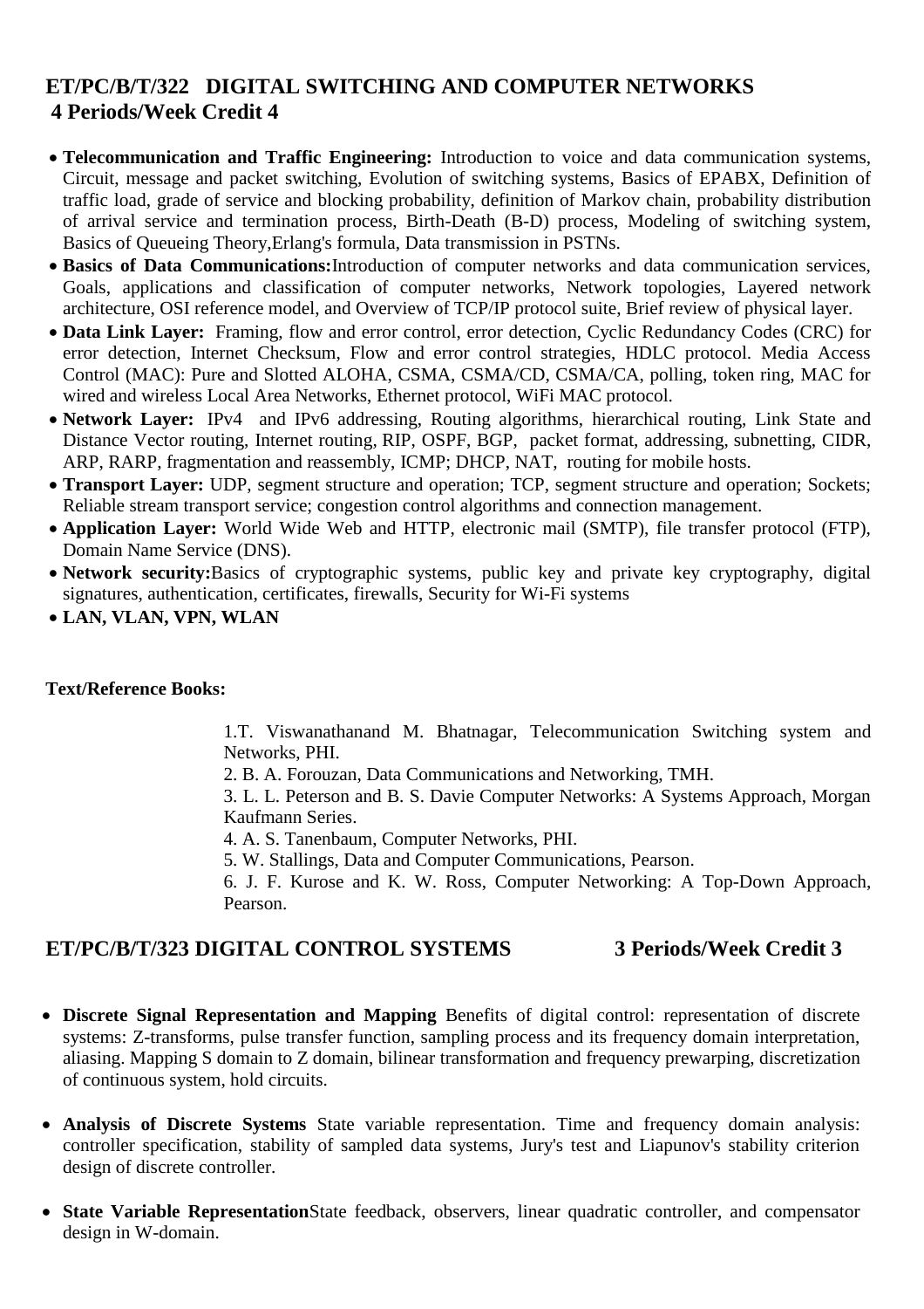## ET/PC/B/T/322 DIGITAL SWITCHING AND COMPUTER NETWORKS
**4 Periods/Week Credit 4**

- **Telecommunication and Traffic Engineering:** Introduction to voice and data communication systems, Circuit, message and packet switching, Evolution of switching systems, Basics of EPABX, Definition of traffic load, grade of service and blocking probability, definition of Markov chain, probability distribution of arrival service and termination process, Birth-Death (B-D) process, Modeling of switching system, Basics of Queueing Theory,Erlang's formula, Data transmission in PSTNs.
- **Basics of Data Communications:**Introduction of computer networks and data communication services, Goals, applications and classification of computer networks, Network topologies, Layered network architecture, OSI reference model, and Overview of TCP/IP protocol suite, Brief review of physical layer.
- **Data Link Layer:** Framing, flow and error control, error detection, Cyclic Redundancy Codes (CRC) for error detection, Internet Checksum, Flow and error control strategies, HDLC protocol. Media Access Control (MAC): Pure and Slotted ALOHA, CSMA, CSMA/CD, CSMA/CA, polling, token ring, MAC for wired and wireless Local Area Networks, Ethernet protocol, WiFi MAC protocol.
- **Network Layer:** IPv4 and IPv6 addressing, Routing algorithms, hierarchical routing, Link State and Distance Vector routing, Internet routing, RIP, OSPF, BGP, packet format, addressing, subnetting, CIDR, ARP, RARP, fragmentation and reassembly, ICMP; DHCP, NAT, routing for mobile hosts.
- **Transport Layer:** UDP, segment structure and operation; TCP, segment structure and operation; Sockets; Reliable stream transport service; congestion control algorithms and connection management.
- **Application Layer:** World Wide Web and HTTP, electronic mail (SMTP), file transfer protocol (FTP), Domain Name Service (DNS).
- **Network security:**Basics of cryptographic systems, public key and private key cryptography, digital signatures, authentication, certificates, firewalls, Security for Wi-Fi systems
- **LAN, VLAN, VPN, WLAN**

**Text/Reference Books:**

1.T. Viswanathanand M. Bhatnagar, Telecommunication Switching system and Networks, PHI.
2. B. A. Forouzan, Data Communications and Networking, TMH.
3. L. L. Peterson and B. S. Davie Computer Networks: A Systems Approach, Morgan Kaufmann Series.
4. A. S. Tanenbaum, Computer Networks, PHI.
5. W. Stallings, Data and Computer Communications, Pearson.
6. J. F. Kurose and K. W. Ross, Computer Networking: A Top-Down Approach, Pearson.

## ET/PC/B/T/323 DIGITAL CONTROL SYSTEMS **3 Periods/Week Credit 3**

- **Discrete Signal Representation and Mapping** Benefits of digital control: representation of discrete systems: Z-transforms, pulse transfer function, sampling process and its frequency domain interpretation, aliasing. Mapping S domain to Z domain, bilinear transformation and frequency prewarping, discretization of continuous system, hold circuits.

- **Analysis of Discrete Systems** State variable representation. Time and frequency domain analysis: controller specification, stability of sampled data systems, Jury's test and Liapunov's stability criterion design of discrete controller.

- **State Variable Representation**State feedback, observers, linear quadratic controller, and compensator design in W-domain.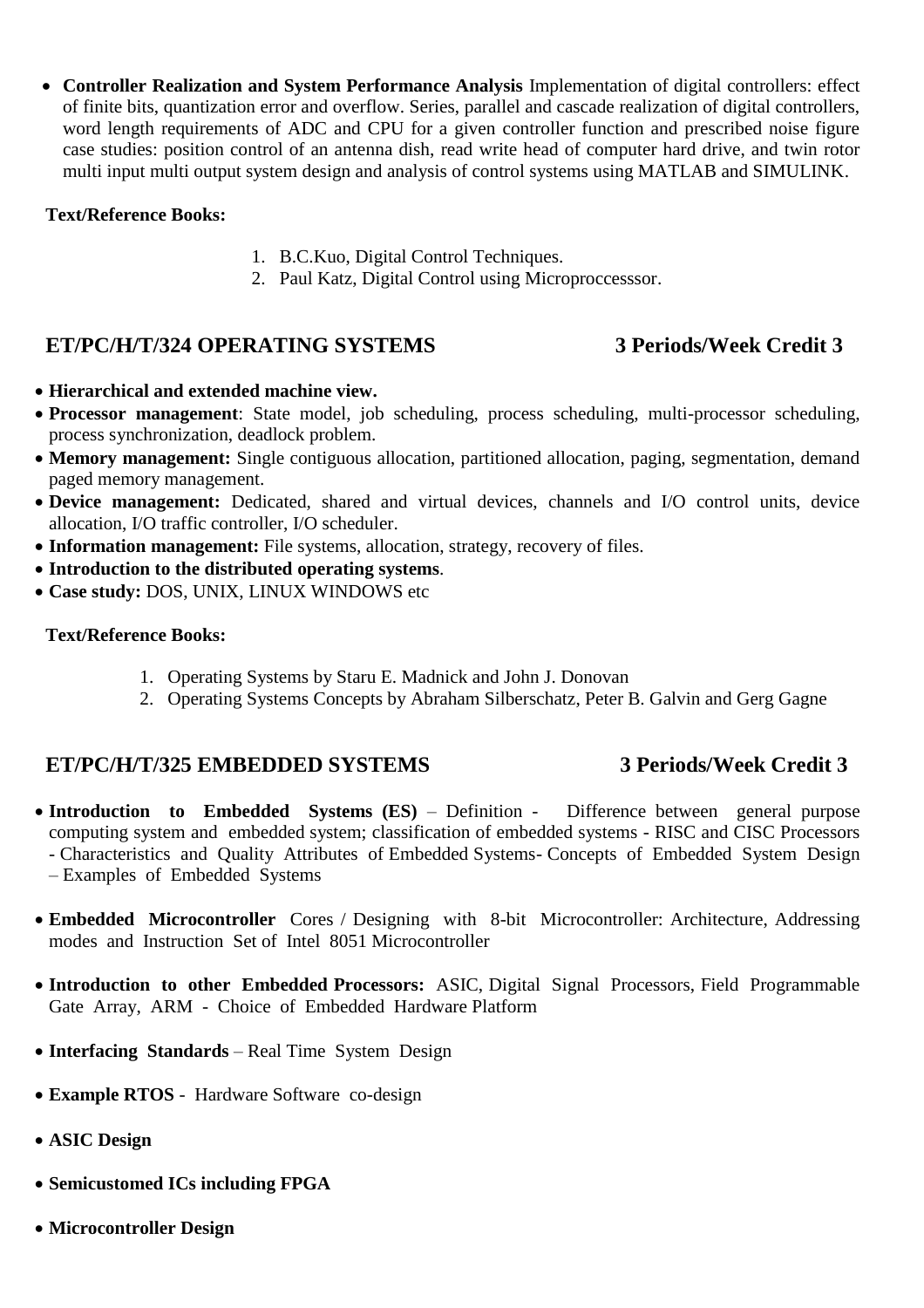- **Controller Realization and System Performance Analysis** Implementation of digital controllers: effect of finite bits, quantization error and overflow. Series, parallel and cascade realization of digital controllers, word length requirements of ADC and CPU for a given controller function and prescribed noise figure case studies: position control of an antenna dish, read write head of computer hard drive, and twin rotor multi input multi output system design and analysis of control systems using MATLAB and SIMULINK.

**Text/Reference Books:**

1. B.C.Kuo, Digital Control Techniques.
2. Paul Katz, Digital Control using Microproccesssor.

## ET/PC/H/T/324 OPERATING SYSTEMS 3 Periods/Week Credit 3

- **Hierarchical and extended machine view.**
- **Processor management**: State model, job scheduling, process scheduling, multi-processor scheduling, process synchronization, deadlock problem.
- **Memory management:** Single contiguous allocation, partitioned allocation, paging, segmentation, demand paged memory management.
- **Device management:** Dedicated, shared and virtual devices, channels and I/O control units, device allocation, I/O traffic controller, I/O scheduler.
- **Information management:** File systems, allocation, strategy, recovery of files.
- **Introduction to the distributed operating systems**.
- **Case study:** DOS, UNIX, LINUX WINDOWS etc

**Text/Reference Books:**

1. Operating Systems by Staru E. Madnick and John J. Donovan
2. Operating Systems Concepts by Abraham Silberschatz, Peter B. Galvin and Gerg Gagne

## ET/PC/H/T/325 EMBEDDED SYSTEMS 3 Periods/Week Credit 3

- **Introduction to Embedded Systems (ES)** – Definition - Difference between general purpose computing system and embedded system; classification of embedded systems - RISC and CISC Processors - Characteristics and Quality Attributes of Embedded Systems- Concepts of Embedded System Design – Examples of Embedded Systems

- **Embedded Microcontroller** Cores / Designing with 8-bit Microcontroller: Architecture, Addressing modes and Instruction Set of Intel 8051 Microcontroller

- **Introduction to other Embedded Processors:** ASIC, Digital Signal Processors, Field Programmable Gate Array, ARM - Choice of Embedded Hardware Platform

- **Interfacing Standards** – Real Time System Design

- **Example RTOS** - Hardware Software co-design

- **ASIC Design**

- **Semicustomed ICs including FPGA**

- **Microcontroller Design**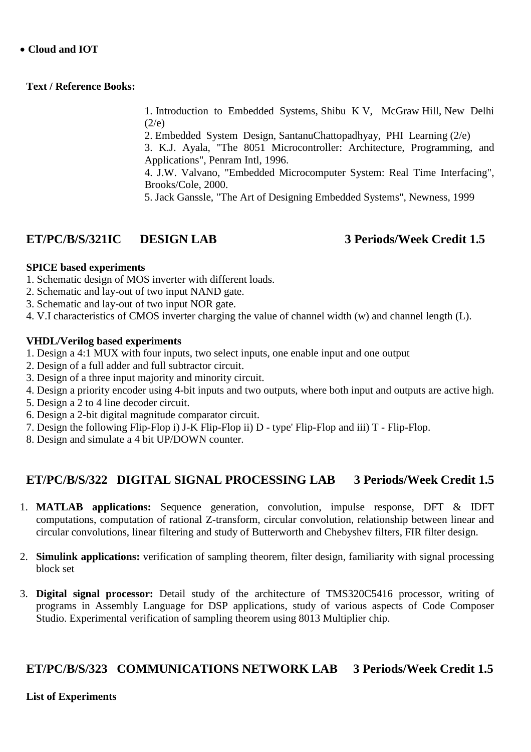- **Cloud and IOT**

**Text / Reference Books:**

1. Introduction to Embedded Systems, Shibu K V, McGraw Hill, New Delhi (2/e)
2. Embedded System Design, SantanuChattopadhyay, PHI Learning (2/e)
3. K.J. Ayala, "The 8051 Microcontroller: Architecture, Programming, and Applications", Penram Intl, 1996.
4. J.W. Valvano, "Embedded Microcomputer System: Real Time Interfacing", Brooks/Cole, 2000.
5. Jack Ganssle, "The Art of Designing Embedded Systems", Newness, 1999

## ET/PC/B/S/321IC DESIGN LAB 3 Periods/Week Credit 1.5

**SPICE based experiments**

1. Schematic design of MOS inverter with different loads.
2. Schematic and lay-out of two input NAND gate.
3. Schematic and lay-out of two input NOR gate.
4. V.I characteristics of CMOS inverter charging the value of channel width (w) and channel length (L).

**VHDL/Verilog based experiments**

1. Design a 4:1 MUX with four inputs, two select inputs, one enable input and one output
2. Design of a full adder and full subtractor circuit.
3. Design of a three input majority and minority circuit.
4. Design a priority encoder using 4-bit inputs and two outputs, where both input and outputs are active high.
5. Design a 2 to 4 line decoder circuit.
6. Design a 2-bit digital magnitude comparator circuit.
7. Design the following Flip-Flop i) J-K Flip-Flop ii) D - type' Flip-Flop and iii) T - Flip-Flop.
8. Design and simulate a 4 bit UP/DOWN counter.

## ET/PC/B/S/322 DIGITAL SIGNAL PROCESSING LAB 3 Periods/Week Credit 1.5

1. **MATLAB applications:** Sequence generation, convolution, impulse response, DFT & IDFT computations, computation of rational Z-transform, circular convolution, relationship between linear and circular convolutions, linear filtering and study of Butterworth and Chebyshev filters, FIR filter design.

2. **Simulink applications:** verification of sampling theorem, filter design, familiarity with signal processing block set

3. **Digital signal processor:** Detail study of the architecture of TMS320C5416 processor, writing of programs in Assembly Language for DSP applications, study of various aspects of Code Composer Studio. Experimental verification of sampling theorem using 8013 Multiplier chip.

## ET/PC/B/S/323 COMMUNICATIONS NETWORK LAB 3 Periods/Week Credit 1.5

**List of Experiments**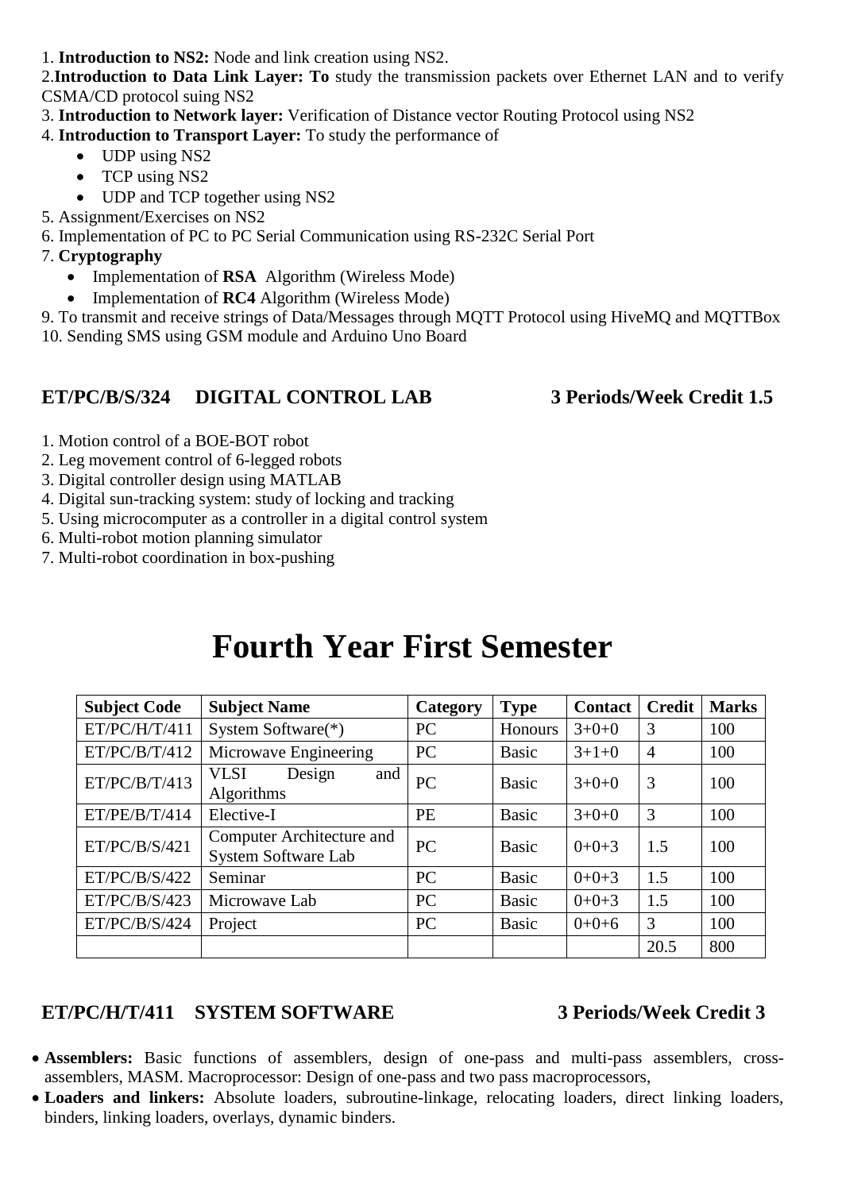1. **Introduction to NS2:** Node and link creation using NS2.

2.**Introduction to Data Link Layer: To** study the transmission packets over Ethernet LAN and to verify CSMA/CD protocol suing NS2

3. **Introduction to Network layer:** Verification of Distance vector Routing Protocol using NS2

4. **Introduction to Transport Layer:** To study the performance of
   - UDP using NS2
   - TCP using NS2
   - UDP and TCP together using NS2

5. Assignment/Exercises on NS2

6. Implementation of PC to PC Serial Communication using RS-232C Serial Port

7. **Cryptography**
   - Implementation of **RSA** Algorithm (Wireless Mode)
   - Implementation of **RC4** Algorithm (Wireless Mode)

9. To transmit and receive strings of Data/Messages through MQTT Protocol using HiveMQ and MQTTBox

10. Sending SMS using GSM module and Arduino Uno Board

### ET/PC/B/S/324 DIGITAL CONTROL LAB 3 Periods/Week Credit 1.5

1. Motion control of a BOE-BOT robot
2. Leg movement control of 6-legged robots
3. Digital controller design using MATLAB
4. Digital sun-tracking system: study of locking and tracking
5. Using microcomputer as a controller in a digital control system
6. Multi-robot motion planning simulator
7. Multi-robot coordination in box-pushing

# Fourth Year First Semester

| Subject Code | Subject Name | Category | Type | Contact | Credit | Marks |
|---|---|---|---|---|---|---|
| ET/PC/H/T/411 | System Software(*) | PC | Honours | 3+0+0 | 3 | 100 |
| ET/PC/B/T/412 | Microwave Engineering | PC | Basic | 3+1+0 | 4 | 100 |
| ET/PC/B/T/413 | VLSI Design and Algorithms | PC | Basic | 3+0+0 | 3 | 100 |
| ET/PE/B/T/414 | Elective-I | PE | Basic | 3+0+0 | 3 | 100 |
| ET/PC/B/S/421 | Computer Architecture and System Software Lab | PC | Basic | 0+0+3 | 1.5 | 100 |
| ET/PC/B/S/422 | Seminar | PC | Basic | 0+0+3 | 1.5 | 100 |
| ET/PC/B/S/423 | Microwave Lab | PC | Basic | 0+0+3 | 1.5 | 100 |
| ET/PC/B/S/424 | Project | PC | Basic | 0+0+6 | 3 | 100 |
| | | | | | 20.5 | 800 |

### ET/PC/H/T/411 SYSTEM SOFTWARE 3 Periods/Week Credit 3

- **Assemblers:** Basic functions of assemblers, design of one-pass and multi-pass assemblers, cross-assemblers, MASM. Macroprocessor: Design of one-pass and two pass macroprocessors,
- **Loaders and linkers:** Absolute loaders, subroutine-linkage, relocating loaders, direct linking loaders, binders, linking loaders, overlays, dynamic binders.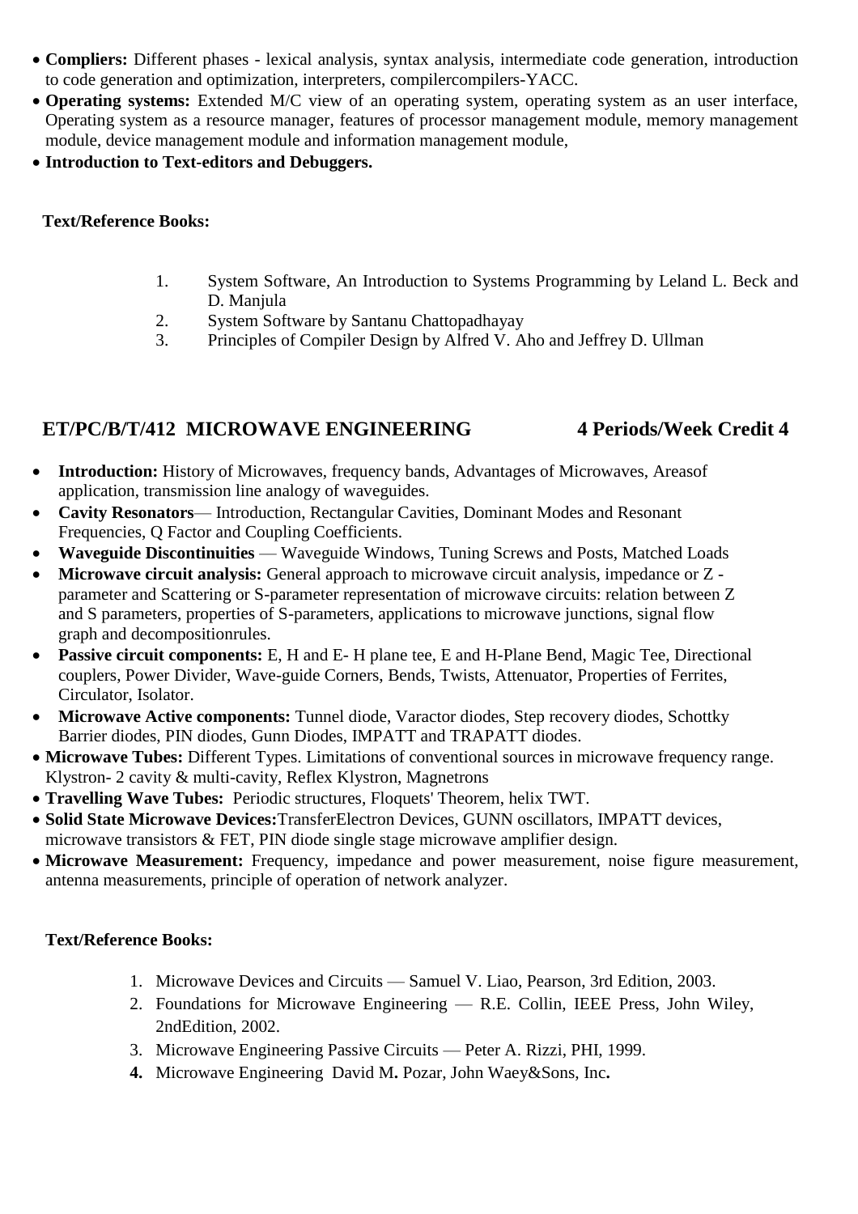- **Compliers:** Different phases - lexical analysis, syntax analysis, intermediate code generation, introduction to code generation and optimization, interpreters, compilercompilers-YACC.
- **Operating systems:** Extended M/C view of an operating system, operating system as an user interface, Operating system as a resource manager, features of processor management module, memory management module, device management module and information management module,
- **Introduction to Text-editors and Debuggers.**

**Text/Reference Books:**

1. System Software, An Introduction to Systems Programming by Leland L. Beck and D. Manjula
2. System Software by Santanu Chattopadhayay
3. Principles of Compiler Design by Alfred V. Aho and Jeffrey D. Ullman

## ET/PC/B/T/412 MICROWAVE ENGINEERING 4 Periods/Week Credit 4

- **Introduction:** History of Microwaves, frequency bands, Advantages of Microwaves, Areasof application, transmission line analogy of waveguides.
- **Cavity Resonators**— Introduction, Rectangular Cavities, Dominant Modes and Resonant Frequencies, Q Factor and Coupling Coefficients.
- **Waveguide Discontinuities** — Waveguide Windows, Tuning Screws and Posts, Matched Loads
- **Microwave circuit analysis:** General approach to microwave circuit analysis, impedance or Z - parameter and Scattering or S-parameter representation of microwave circuits: relation between Z and S parameters, properties of S-parameters, applications to microwave junctions, signal flow graph and decompositionrules.
- **Passive circuit components:** E, H and E- H plane tee, E and H-Plane Bend, Magic Tee, Directional couplers, Power Divider, Wave-guide Corners, Bends, Twists, Attenuator, Properties of Ferrites, Circulator, Isolator.
- **Microwave Active components:** Tunnel diode, Varactor diodes, Step recovery diodes, Schottky Barrier diodes, PIN diodes, Gunn Diodes, IMPATT and TRAPATT diodes.
- **Microwave Tubes:** Different Types. Limitations of conventional sources in microwave frequency range. Klystron- 2 cavity & multi-cavity, Reflex Klystron, Magnetrons
- **Travelling Wave Tubes:** Periodic structures, Floquets' Theorem, helix TWT.
- **Solid State Microwave Devices:**TransferElectron Devices, GUNN oscillators, IMPATT devices, microwave transistors & FET, PIN diode single stage microwave amplifier design.
- **Microwave Measurement:** Frequency, impedance and power measurement, noise figure measurement, antenna measurements, principle of operation of network analyzer.

**Text/Reference Books:**

1. Microwave Devices and Circuits — Samuel V. Liao, Pearson, 3rd Edition, 2003.
2. Foundations for Microwave Engineering — R.E. Collin, IEEE Press, John Wiley, 2ndEdition, 2002.
3. Microwave Engineering Passive Circuits — Peter A. Rizzi, PHI, 1999.
4. Microwave Engineering David M. Pozar, John Waey&Sons, Inc.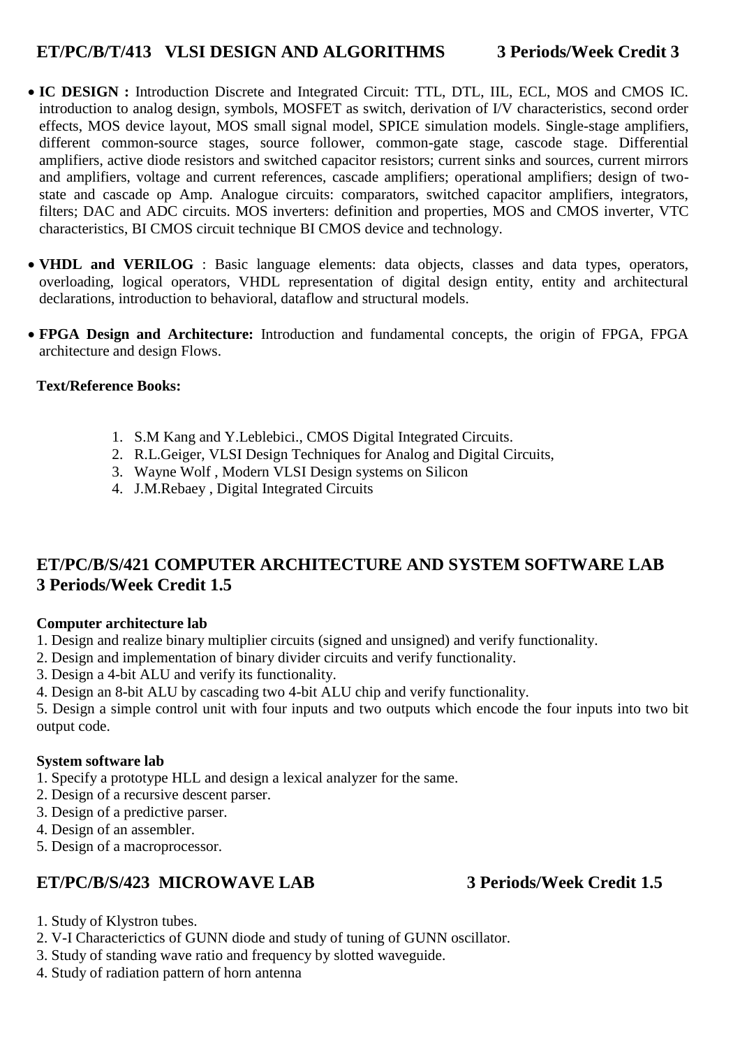## ET/PC/B/T/413 VLSI DESIGN AND ALGORITHMS 3 Periods/Week Credit 3

- **IC DESIGN :** Introduction Discrete and Integrated Circuit: TTL, DTL, IIL, ECL, MOS and CMOS IC. introduction to analog design, symbols, MOSFET as switch, derivation of I/V characteristics, second order effects, MOS device layout, MOS small signal model, SPICE simulation models. Single-stage amplifiers, different common-source stages, source follower, common-gate stage, cascode stage. Differential amplifiers, active diode resistors and switched capacitor resistors; current sinks and sources, current mirrors and amplifiers, voltage and current references, cascade amplifiers; operational amplifiers; design of two-state and cascade op Amp. Analogue circuits: comparators, switched capacitor amplifiers, integrators, filters; DAC and ADC circuits. MOS inverters: definition and properties, MOS and CMOS inverter, VTC characteristics, BI CMOS circuit technique BI CMOS device and technology.

- **VHDL and VERILOG** : Basic language elements: data objects, classes and data types, operators, overloading, logical operators, VHDL representation of digital design entity, entity and architectural declarations, introduction to behavioral, dataflow and structural models.

- **FPGA Design and Architecture:** Introduction and fundamental concepts, the origin of FPGA, FPGA architecture and design Flows.

**Text/Reference Books:**

1. S.M Kang and Y.Leblebici., CMOS Digital Integrated Circuits.
2. R.L.Geiger, VLSI Design Techniques for Analog and Digital Circuits,
3. Wayne Wolf , Modern VLSI Design systems on Silicon
4. J.M.Rebaey , Digital Integrated Circuits

## ET/PC/B/S/421 COMPUTER ARCHITECTURE AND SYSTEM SOFTWARE LAB 3 Periods/Week Credit 1.5

**Computer architecture lab**

1. Design and realize binary multiplier circuits (signed and unsigned) and verify functionality.
2. Design and implementation of binary divider circuits and verify functionality.
3. Design a 4-bit ALU and verify its functionality.
4. Design an 8-bit ALU by cascading two 4-bit ALU chip and verify functionality.
5. Design a simple control unit with four inputs and two outputs which encode the four inputs into two bit output code.

**System software lab**

1. Specify a prototype HLL and design a lexical analyzer for the same.
2. Design of a recursive descent parser.
3. Design of a predictive parser.
4. Design of an assembler.
5. Design of a macroprocessor.

## ET/PC/B/S/423 MICROWAVE LAB 3 Periods/Week Credit 1.5

1. Study of Klystron tubes.
2. V-I Characterictics of GUNN diode and study of tuning of GUNN oscillator.
3. Study of standing wave ratio and frequency by slotted waveguide.
4. Study of radiation pattern of horn antenna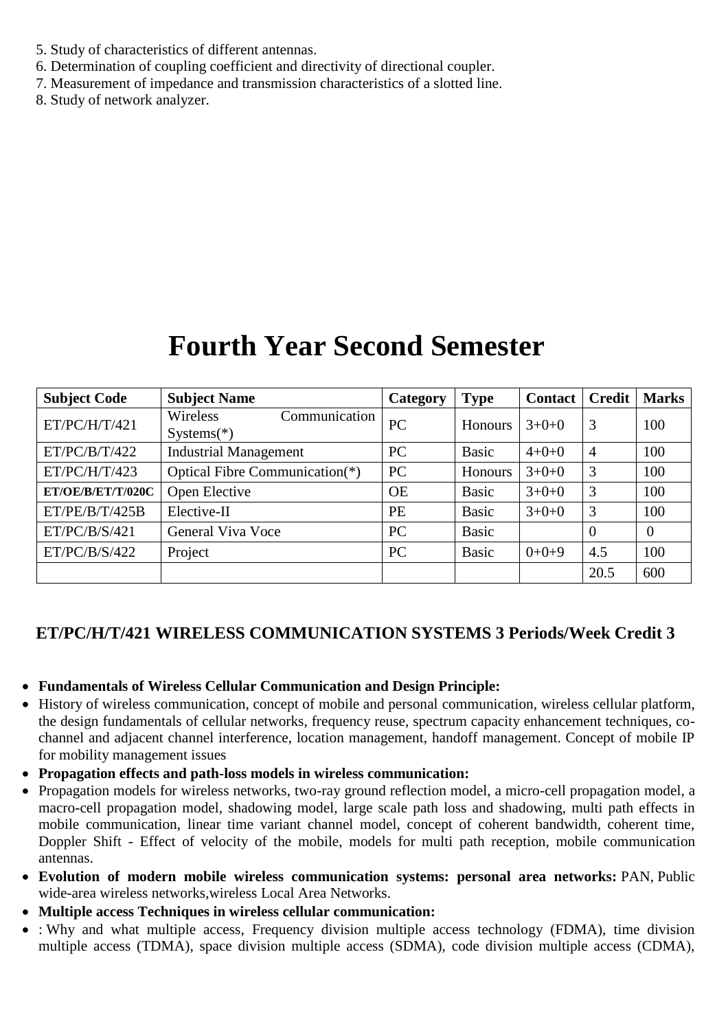5. Study of characteristics of different antennas.
6. Determination of coupling coefficient and directivity of directional coupler.
7. Measurement of impedance and transmission characteristics of a slotted line.
8. Study of network analyzer.

# Fourth Year Second Semester

| Subject Code | Subject Name | Category | Type | Contact | Credit | Marks |
|---|---|---|---|---|---|---|
| ET/PC/H/T/421 | Wireless Communication Systems(*) | PC | Honours | 3+0+0 | 3 | 100 |
| ET/PC/B/T/422 | Industrial Management | PC | Basic | 4+0+0 | 4 | 100 |
| ET/PC/H/T/423 | Optical Fibre Communication(*) | PC | Honours | 3+0+0 | 3 | 100 |
| **ET/OE/B/ET/T/020C** | Open Elective | OE | Basic | 3+0+0 | 3 | 100 |
| ET/PE/B/T/425B | Elective-II | PE | Basic | 3+0+0 | 3 | 100 |
| ET/PC/B/S/421 | General Viva Voce | PC | Basic | | 0 | 0 |
| ET/PC/B/S/422 | Project | PC | Basic | 0+0+9 | 4.5 | 100 |
| | | | | | 20.5 | 600 |

## ET/PC/H/T/421 WIRELESS COMMUNICATION SYSTEMS 3 Periods/Week Credit 3

- **Fundamentals of Wireless Cellular Communication and Design Principle:**
- History of wireless communication, concept of mobile and personal communication, wireless cellular platform, the design fundamentals of cellular networks, frequency reuse, spectrum capacity enhancement techniques, co-channel and adjacent channel interference, location management, handoff management. Concept of mobile IP for mobility management issues
- **Propagation effects and path-loss models in wireless communication:**
- Propagation models for wireless networks, two-ray ground reflection model, a micro-cell propagation model, a macro-cell propagation model, shadowing model, large scale path loss and shadowing, multi path effects in mobile communication, linear time variant channel model, concept of coherent bandwidth, coherent time, Doppler Shift - Effect of velocity of the mobile, models for multi path reception, mobile communication antennas.
- **Evolution of modern mobile wireless communication systems: personal area networks:** PAN, Public wide-area wireless networks,wireless Local Area Networks.
- **Multiple access Techniques in wireless cellular communication:**
- : Why and what multiple access, Frequency division multiple access technology (FDMA), time division multiple access (TDMA), space division multiple access (SDMA), code division multiple access (CDMA),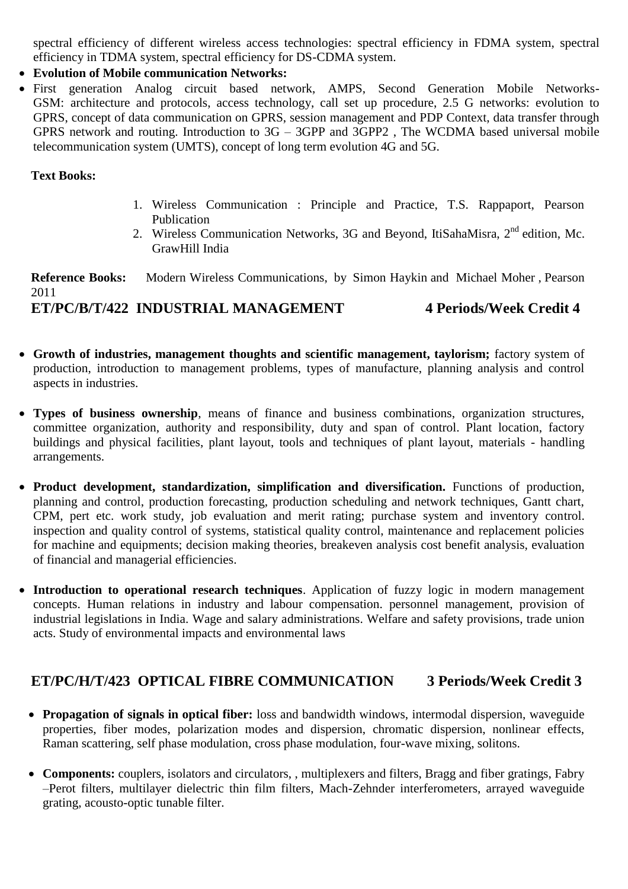spectral efficiency of different wireless access technologies: spectral efficiency in FDMA system, spectral efficiency in TDMA system, spectral efficiency for DS-CDMA system.

- **Evolution of Mobile communication Networks:**
- First generation Analog circuit based network, AMPS, Second Generation Mobile Networks-GSM: architecture and protocols, access technology, call set up procedure, 2.5 G networks: evolution to GPRS, concept of data communication on GPRS, session management and PDP Context, data transfer through GPRS network and routing. Introduction to 3G – 3GPP and 3GPP2 , The WCDMA based universal mobile telecommunication system (UMTS), concept of long term evolution 4G and 5G.

**Text Books:**

1. Wireless Communication : Principle and Practice, T.S. Rappaport, Pearson Publication
2. Wireless Communication Networks, 3G and Beyond, ItiSahaMisra, 2nd edition, Mc. GrawHill India

**Reference Books:** Modern Wireless Communications, by Simon Haykin and Michael Moher , Pearson 2011

## ET/PC/B/T/422 INDUSTRIAL MANAGEMENT 4 Periods/Week Credit 4

- **Growth of industries, management thoughts and scientific management, taylorism;** factory system of production, introduction to management problems, types of manufacture, planning analysis and control aspects in industries.

- **Types of business ownership**, means of finance and business combinations, organization structures, committee organization, authority and responsibility, duty and span of control. Plant location, factory buildings and physical facilities, plant layout, tools and techniques of plant layout, materials - handling arrangements.

- **Product development, standardization, simplification and diversification.** Functions of production, planning and control, production forecasting, production scheduling and network techniques, Gantt chart, CPM, pert etc. work study, job evaluation and merit rating; purchase system and inventory control. inspection and quality control of systems, statistical quality control, maintenance and replacement policies for machine and equipments; decision making theories, breakeven analysis cost benefit analysis, evaluation of financial and managerial efficiencies.

- **Introduction to operational research techniques**. Application of fuzzy logic in modern management concepts. Human relations in industry and labour compensation. personnel management, provision of industrial legislations in India. Wage and salary administrations. Welfare and safety provisions, trade union acts. Study of environmental impacts and environmental laws

## ET/PC/H/T/423 OPTICAL FIBRE COMMUNICATION 3 Periods/Week Credit 3

- **Propagation of signals in optical fiber:** loss and bandwidth windows, intermodal dispersion, waveguide properties, fiber modes, polarization modes and dispersion, chromatic dispersion, nonlinear effects, Raman scattering, self phase modulation, cross phase modulation, four-wave mixing, solitons.

- **Components:** couplers, isolators and circulators, , multiplexers and filters, Bragg and fiber gratings, Fabry –Perot filters, multilayer dielectric thin film filters, Mach-Zehnder interferometers, arrayed waveguide grating, acousto-optic tunable filter.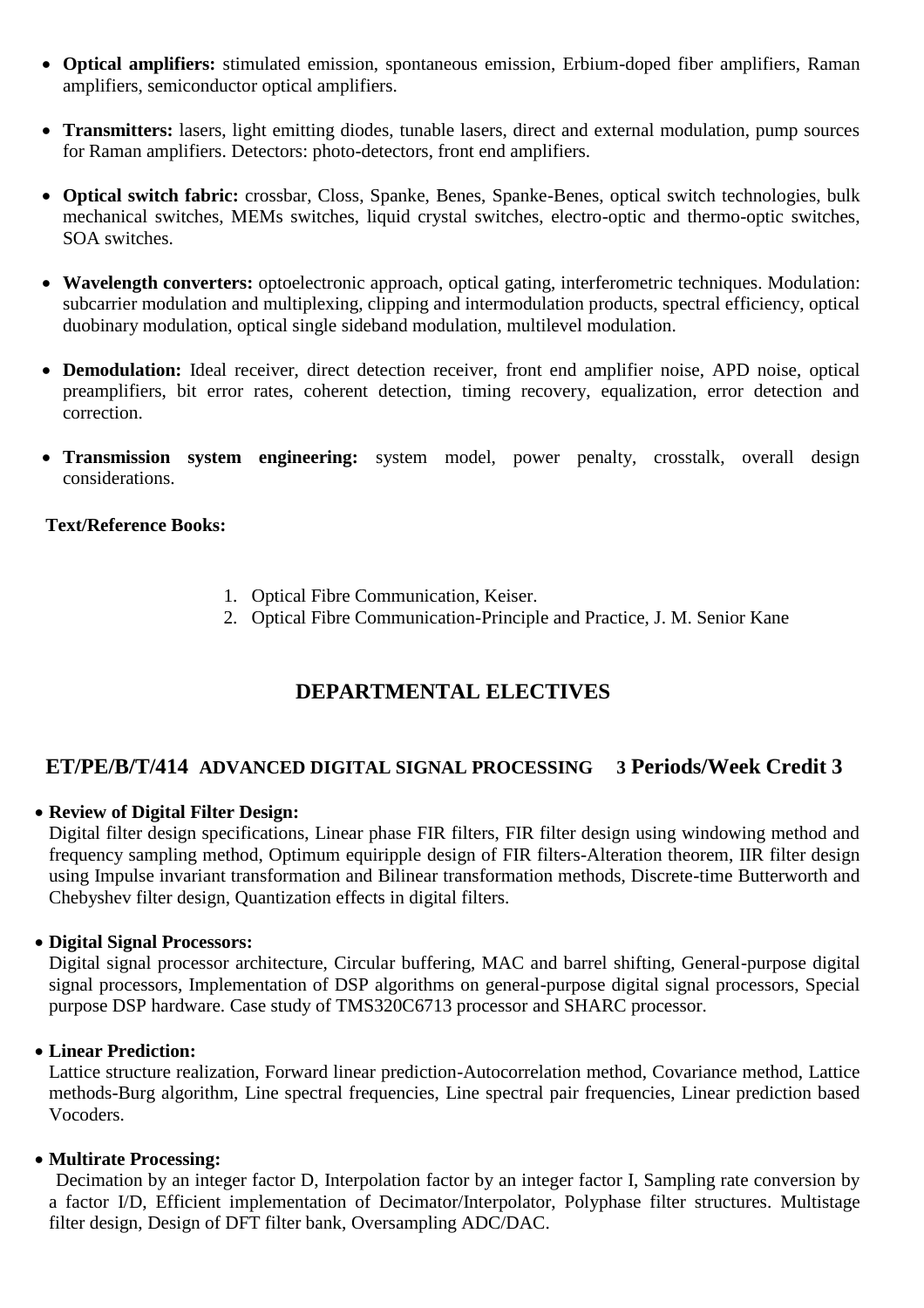- **Optical amplifiers:** stimulated emission, spontaneous emission, Erbium-doped fiber amplifiers, Raman amplifiers, semiconductor optical amplifiers.

- **Transmitters:** lasers, light emitting diodes, tunable lasers, direct and external modulation, pump sources for Raman amplifiers. Detectors: photo-detectors, front end amplifiers.

- **Optical switch fabric:** crossbar, Closs, Spanke, Benes, Spanke-Benes, optical switch technologies, bulk mechanical switches, MEMs switches, liquid crystal switches, electro-optic and thermo-optic switches, SOA switches.

- **Wavelength converters:** optoelectronic approach, optical gating, interferometric techniques. Modulation: subcarrier modulation and multiplexing, clipping and intermodulation products, spectral efficiency, optical duobinary modulation, optical single sideband modulation, multilevel modulation.

- **Demodulation:** Ideal receiver, direct detection receiver, front end amplifier noise, APD noise, optical preamplifiers, bit error rates, coherent detection, timing recovery, equalization, error detection and correction.

- **Transmission system engineering:** system model, power penalty, crosstalk, overall design considerations.

**Text/Reference Books:**

1. Optical Fibre Communication, Keiser.
2. Optical Fibre Communication-Principle and Practice, J. M. Senior Kane

## DEPARTMENTAL ELECTIVES

### ET/PE/B/T/414 ADVANCED DIGITAL SIGNAL PROCESSING 3 Periods/Week Credit 3

- **Review of Digital Filter Design:**
  Digital filter design specifications, Linear phase FIR filters, FIR filter design using windowing method and frequency sampling method, Optimum equiripple design of FIR filters-Alteration theorem, IIR filter design using Impulse invariant transformation and Bilinear transformation methods, Discrete-time Butterworth and Chebyshev filter design, Quantization effects in digital filters.

- **Digital Signal Processors:**
  Digital signal processor architecture, Circular buffering, MAC and barrel shifting, General-purpose digital signal processors, Implementation of DSP algorithms on general-purpose digital signal processors, Special purpose DSP hardware. Case study of TMS320C6713 processor and SHARC processor.

- **Linear Prediction:**
  Lattice structure realization, Forward linear prediction-Autocorrelation method, Covariance method, Lattice methods-Burg algorithm, Line spectral frequencies, Line spectral pair frequencies, Linear prediction based Vocoders.

- **Multirate Processing:**
  Decimation by an integer factor D, Interpolation factor by an integer factor I, Sampling rate conversion by a factor I/D, Efficient implementation of Decimator/Interpolator, Polyphase filter structures. Multistage filter design, Design of DFT filter bank, Oversampling ADC/DAC.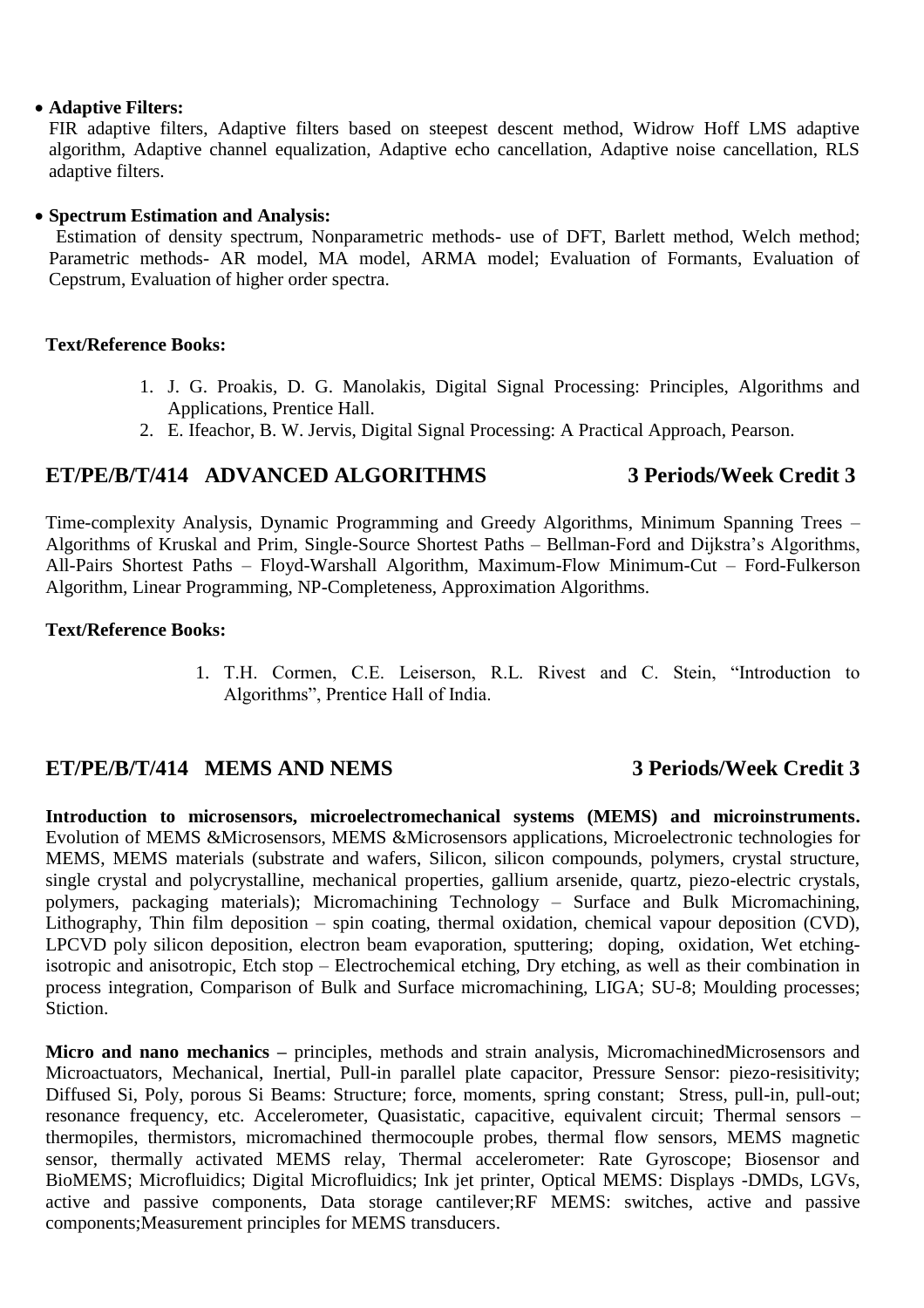- **Adaptive Filters:**
  FIR adaptive filters, Adaptive filters based on steepest descent method, Widrow Hoff LMS adaptive algorithm, Adaptive channel equalization, Adaptive echo cancellation, Adaptive noise cancellation, RLS adaptive filters.

- **Spectrum Estimation and Analysis:**
  Estimation of density spectrum, Nonparametric methods- use of DFT, Barlett method, Welch method; Parametric methods- AR model, MA model, ARMA model; Evaluation of Formants, Evaluation of Cepstrum, Evaluation of higher order spectra.

**Text/Reference Books:**

1. J. G. Proakis, D. G. Manolakis, Digital Signal Processing: Principles, Algorithms and Applications, Prentice Hall.
2. E. Ifeachor, B. W. Jervis, Digital Signal Processing: A Practical Approach, Pearson.

## ET/PE/B/T/414 ADVANCED ALGORITHMS 3 Periods/Week Credit 3

Time-complexity Analysis, Dynamic Programming and Greedy Algorithms, Minimum Spanning Trees – Algorithms of Kruskal and Prim, Single-Source Shortest Paths – Bellman-Ford and Dijkstra's Algorithms, All-Pairs Shortest Paths – Floyd-Warshall Algorithm, Maximum-Flow Minimum-Cut – Ford-Fulkerson Algorithm, Linear Programming, NP-Completeness, Approximation Algorithms.

**Text/Reference Books:**

1. T.H. Cormen, C.E. Leiserson, R.L. Rivest and C. Stein, "Introduction to Algorithms", Prentice Hall of India.

## ET/PE/B/T/414 MEMS AND NEMS 3 Periods/Week Credit 3

**Introduction to microsensors, microelectromechanical systems (MEMS) and microinstruments.** Evolution of MEMS &Microsensors, MEMS &Microsensors applications, Microelectronic technologies for MEMS, MEMS materials (substrate and wafers, Silicon, silicon compounds, polymers, crystal structure, single crystal and polycrystalline, mechanical properties, gallium arsenide, quartz, piezo-electric crystals, polymers, packaging materials); Micromachining Technology – Surface and Bulk Micromachining, Lithography, Thin film deposition – spin coating, thermal oxidation, chemical vapour deposition (CVD), LPCVD poly silicon deposition, electron beam evaporation, sputtering; doping, oxidation, Wet etching- isotropic and anisotropic, Etch stop – Electrochemical etching, Dry etching, as well as their combination in process integration, Comparison of Bulk and Surface micromachining, LIGA; SU-8; Moulding processes; Stiction.

**Micro and nano mechanics –** principles, methods and strain analysis, MicromachinedMicrosensors and Microactuators, Mechanical, Inertial, Pull-in parallel plate capacitor, Pressure Sensor: piezo-resisitivity; Diffused Si, Poly, porous Si Beams: Structure; force, moments, spring constant; Stress, pull-in, pull-out; resonance frequency, etc. Accelerometer, Quasistatic, capacitive, equivalent circuit; Thermal sensors – thermopiles, thermistors, micromachined thermocouple probes, thermal flow sensors, MEMS magnetic sensor, thermally activated MEMS relay, Thermal accelerometer: Rate Gyroscope; Biosensor and BioMEMS; Microfluidics; Digital Microfluidics; Ink jet printer, Optical MEMS: Displays -DMDs, LGVs, active and passive components, Data storage cantilever;RF MEMS: switches, active and passive components;Measurement principles for MEMS transducers.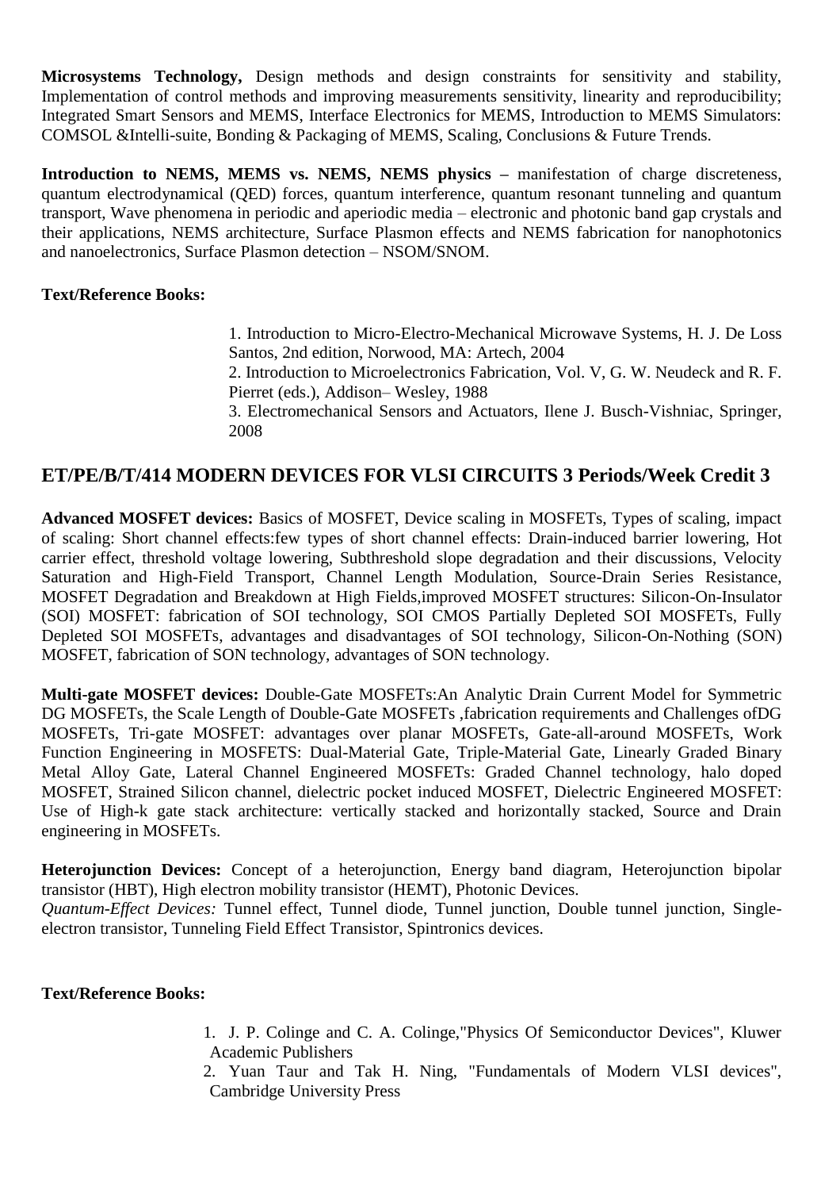**Microsystems Technology,** Design methods and design constraints for sensitivity and stability, Implementation of control methods and improving measurements sensitivity, linearity and reproducibility; Integrated Smart Sensors and MEMS, Interface Electronics for MEMS, Introduction to MEMS Simulators: COMSOL &Intelli-suite, Bonding & Packaging of MEMS, Scaling, Conclusions & Future Trends.

**Introduction to NEMS, MEMS vs. NEMS, NEMS physics –** manifestation of charge discreteness, quantum electrodynamical (QED) forces, quantum interference, quantum resonant tunneling and quantum transport, Wave phenomena in periodic and aperiodic media – electronic and photonic band gap crystals and their applications, NEMS architecture, Surface Plasmon effects and NEMS fabrication for nanophotonics and nanoelectronics, Surface Plasmon detection – NSOM/SNOM.

**Text/Reference Books:**

1. Introduction to Micro-Electro-Mechanical Microwave Systems, H. J. De Loss Santos, 2nd edition, Norwood, MA: Artech, 2004
2. Introduction to Microelectronics Fabrication, Vol. V, G. W. Neudeck and R. F. Pierret (eds.), Addison– Wesley, 1988
3. Electromechanical Sensors and Actuators, Ilene J. Busch-Vishniac, Springer, 2008

## ET/PE/B/T/414 MODERN DEVICES FOR VLSI CIRCUITS 3 Periods/Week Credit 3

**Advanced MOSFET devices:** Basics of MOSFET, Device scaling in MOSFETs, Types of scaling, impact of scaling: Short channel effects:few types of short channel effects: Drain-induced barrier lowering, Hot carrier effect, threshold voltage lowering, Subthreshold slope degradation and their discussions, Velocity Saturation and High-Field Transport, Channel Length Modulation, Source-Drain Series Resistance, MOSFET Degradation and Breakdown at High Fields,improved MOSFET structures: Silicon-On-Insulator (SOI) MOSFET: fabrication of SOI technology, SOI CMOS Partially Depleted SOI MOSFETs, Fully Depleted SOI MOSFETs, advantages and disadvantages of SOI technology, Silicon-On-Nothing (SON) MOSFET, fabrication of SON technology, advantages of SON technology.

**Multi-gate MOSFET devices:** Double-Gate MOSFETs:An Analytic Drain Current Model for Symmetric DG MOSFETs, the Scale Length of Double-Gate MOSFETs ,fabrication requirements and Challenges ofDG MOSFETs, Tri-gate MOSFET: advantages over planar MOSFETs, Gate-all-around MOSFETs, Work Function Engineering in MOSFETS: Dual-Material Gate, Triple-Material Gate, Linearly Graded Binary Metal Alloy Gate, Lateral Channel Engineered MOSFETs: Graded Channel technology, halo doped MOSFET, Strained Silicon channel, dielectric pocket induced MOSFET, Dielectric Engineered MOSFET: Use of High-k gate stack architecture: vertically stacked and horizontally stacked, Source and Drain engineering in MOSFETs.

**Heterojunction Devices:** Concept of a heterojunction, Energy band diagram, Heterojunction bipolar transistor (HBT), High electron mobility transistor (HEMT), Photonic Devices.
*Quantum-Effect Devices:* Tunnel effect, Tunnel diode, Tunnel junction, Double tunnel junction, Single-electron transistor, Tunneling Field Effect Transistor, Spintronics devices.

**Text/Reference Books:**

1. J. P. Colinge and C. A. Colinge,"Physics Of Semiconductor Devices", Kluwer Academic Publishers
2. Yuan Taur and Tak H. Ning, "Fundamentals of Modern VLSI devices", Cambridge University Press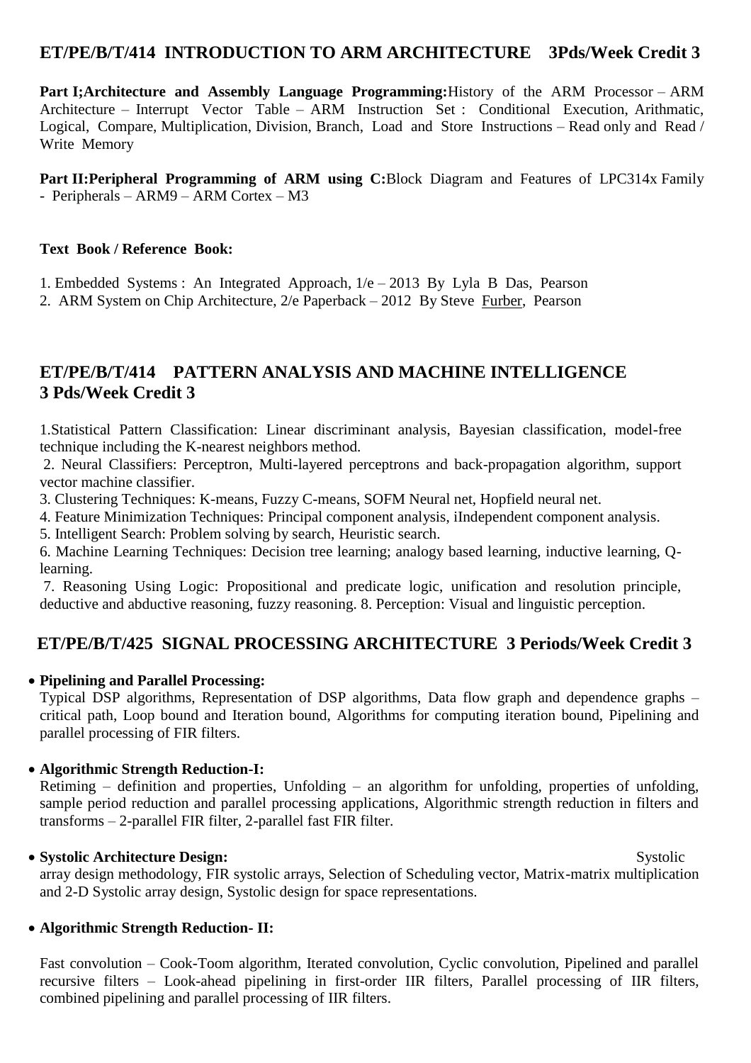## ET/PE/B/T/414 INTRODUCTION TO ARM ARCHITECTURE 3Pds/Week Credit 3

**Part I;Architecture and Assembly Language Programming:**History of the ARM Processor – ARM Architecture – Interrupt Vector Table – ARM Instruction Set : Conditional Execution, Arithmatic, Logical, Compare, Multiplication, Division, Branch, Load and Store Instructions – Read only and Read / Write Memory

**Part II:Peripheral Programming of ARM using C:**Block Diagram and Features of LPC314x Family - Peripherals – ARM9 – ARM Cortex – M3

**Text Book / Reference Book:**

1. Embedded Systems : An Integrated Approach, 1/e – 2013 By Lyla B Das, Pearson
2. ARM System on Chip Architecture, 2/e Paperback – 2012 By Steve Furber, Pearson

## ET/PE/B/T/414 PATTERN ANALYSIS AND MACHINE INTELLIGENCE 3 Pds/Week Credit 3

1.Statistical Pattern Classification: Linear discriminant analysis, Bayesian classification, model-free technique including the K-nearest neighbors method.

2. Neural Classifiers: Perceptron, Multi-layered perceptrons and back-propagation algorithm, support vector machine classifier.

3. Clustering Techniques: K-means, Fuzzy C-means, SOFM Neural net, Hopfield neural net.

4. Feature Minimization Techniques: Principal component analysis, iIndependent component analysis.

5. Intelligent Search: Problem solving by search, Heuristic search.

6. Machine Learning Techniques: Decision tree learning; analogy based learning, inductive learning, Q-learning.

7. Reasoning Using Logic: Propositional and predicate logic, unification and resolution principle, deductive and abductive reasoning, fuzzy reasoning. 8. Perception: Visual and linguistic perception.

## ET/PE/B/T/425 SIGNAL PROCESSING ARCHITECTURE 3 Periods/Week Credit 3

- **Pipelining and Parallel Processing:**
  Typical DSP algorithms, Representation of DSP algorithms, Data flow graph and dependence graphs – critical path, Loop bound and Iteration bound, Algorithms for computing iteration bound, Pipelining and parallel processing of FIR filters.

- **Algorithmic Strength Reduction-I:**
  Retiming – definition and properties, Unfolding – an algorithm for unfolding, properties of unfolding, sample period reduction and parallel processing applications, Algorithmic strength reduction in filters and transforms – 2-parallel FIR filter, 2-parallel fast FIR filter.

- **Systolic Architecture Design:** Systolic array design methodology, FIR systolic arrays, Selection of Scheduling vector, Matrix-matrix multiplication and 2-D Systolic array design, Systolic design for space representations.

- **Algorithmic Strength Reduction- II:**

  Fast convolution – Cook-Toom algorithm, Iterated convolution, Cyclic convolution, Pipelined and parallel recursive filters – Look-ahead pipelining in first-order IIR filters, Parallel processing of IIR filters, combined pipelining and parallel processing of IIR filters.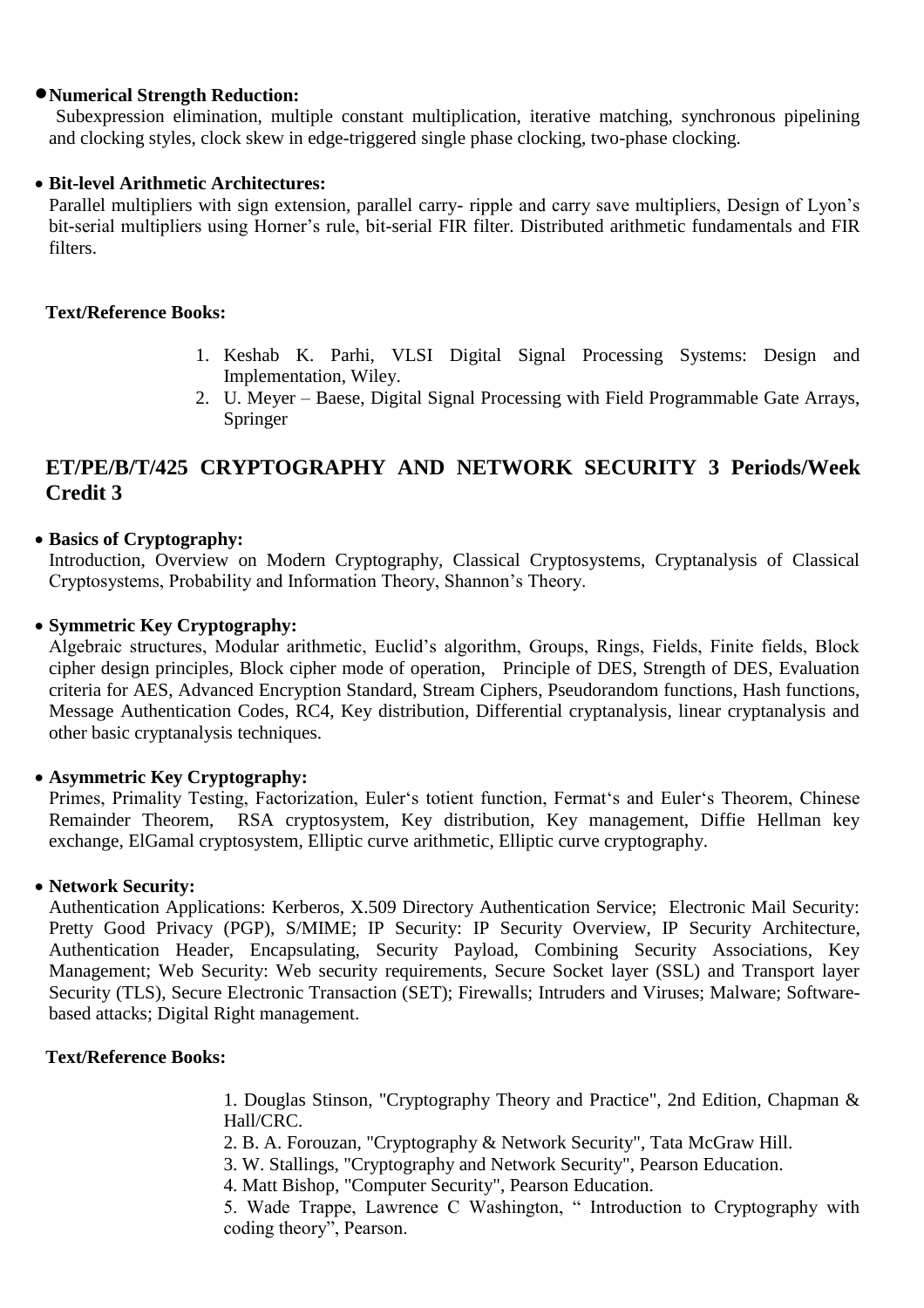- **Numerical Strength Reduction:**
  Subexpression elimination, multiple constant multiplication, iterative matching, synchronous pipelining and clocking styles, clock skew in edge-triggered single phase clocking, two-phase clocking.

- **Bit-level Arithmetic Architectures:**
  Parallel multipliers with sign extension, parallel carry- ripple and carry save multipliers, Design of Lyon's bit-serial multipliers using Horner's rule, bit-serial FIR filter. Distributed arithmetic fundamentals and FIR filters.

**Text/Reference Books:**

1. Keshab K. Parhi, VLSI Digital Signal Processing Systems: Design and Implementation, Wiley.
2. U. Meyer – Baese, Digital Signal Processing with Field Programmable Gate Arrays, Springer

## ET/PE/B/T/425 CRYPTOGRAPHY AND NETWORK SECURITY 3 Periods/Week Credit 3

- **Basics of Cryptography:**
  Introduction, Overview on Modern Cryptography, Classical Cryptosystems, Cryptanalysis of Classical Cryptosystems, Probability and Information Theory, Shannon's Theory.

- **Symmetric Key Cryptography:**
  Algebraic structures, Modular arithmetic, Euclid's algorithm, Groups, Rings, Fields, Finite fields, Block cipher design principles, Block cipher mode of operation, Principle of DES, Strength of DES, Evaluation criteria for AES, Advanced Encryption Standard, Stream Ciphers, Pseudorandom functions, Hash functions, Message Authentication Codes, RC4, Key distribution, Differential cryptanalysis, linear cryptanalysis and other basic cryptanalysis techniques.

- **Asymmetric Key Cryptography:**
  Primes, Primality Testing, Factorization, Euler's totient function, Fermat's and Euler's Theorem, Chinese Remainder Theorem, RSA cryptosystem, Key distribution, Key management, Diffie Hellman key exchange, ElGamal cryptosystem, Elliptic curve arithmetic, Elliptic curve cryptography.

- **Network Security:**
  Authentication Applications: Kerberos, X.509 Directory Authentication Service; Electronic Mail Security: Pretty Good Privacy (PGP), S/MIME; IP Security: IP Security Overview, IP Security Architecture, Authentication Header, Encapsulating, Security Payload, Combining Security Associations, Key Management; Web Security: Web security requirements, Secure Socket layer (SSL) and Transport layer Security (TLS), Secure Electronic Transaction (SET); Firewalls; Intruders and Viruses; Malware; Software-based attacks; Digital Right management.

**Text/Reference Books:**

1. Douglas Stinson, "Cryptography Theory and Practice", 2nd Edition, Chapman & Hall/CRC.
2. B. A. Forouzan, "Cryptography & Network Security", Tata McGraw Hill.
3. W. Stallings, "Cryptography and Network Security", Pearson Education.
4. Matt Bishop, "Computer Security", Pearson Education.
5. Wade Trappe, Lawrence C Washington, " Introduction to Cryptography with coding theory", Pearson.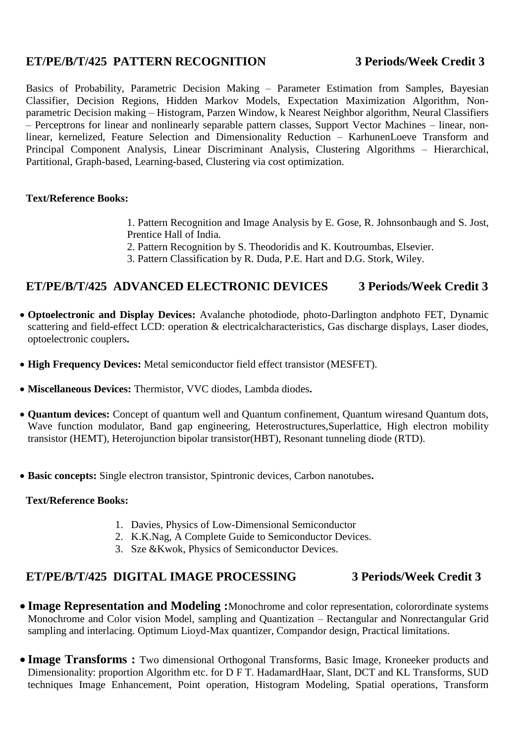## ET/PE/B/T/425 PATTERN RECOGNITION 3 Periods/Week Credit 3

Basics of Probability, Parametric Decision Making – Parameter Estimation from Samples, Bayesian Classifier, Decision Regions, Hidden Markov Models, Expectation Maximization Algorithm, Non-parametric Decision making – Histogram, Parzen Window, k Nearest Neighbor algorithm, Neural Classifiers – Perceptrons for linear and nonlinearly separable pattern classes, Support Vector Machines – linear, non-linear, kernelized, Feature Selection and Dimensionality Reduction – KarhunenLoeve Transform and Principal Component Analysis, Linear Discriminant Analysis, Clustering Algorithms – Hierarchical, Partitional, Graph-based, Learning-based, Clustering via cost optimization.

**Text/Reference Books:**

1. Pattern Recognition and Image Analysis by E. Gose, R. Johnsonbaugh and S. Jost, Prentice Hall of India.
2. Pattern Recognition by S. Theodoridis and K. Koutroumbas, Elsevier.
3. Pattern Classification by R. Duda, P.E. Hart and D.G. Stork, Wiley.

## ET/PE/B/T/425 ADVANCED ELECTRONIC DEVICES 3 Periods/Week Credit 3

- **Optoelectronic and Display Devices:** Avalanche photodiode, photo-Darlington andphoto FET, Dynamic scattering and field-effect LCD: operation & electricalcharacteristics, Gas discharge displays, Laser diodes, optoelectronic couplers**.**
- **High Frequency Devices:** Metal semiconductor field effect transistor (MESFET).
- **Miscellaneous Devices:** Thermistor, VVC diodes, Lambda diodes**.**
- **Quantum devices:** Concept of quantum well and Quantum confinement, Quantum wiresand Quantum dots, Wave function modulator, Band gap engineering, Heterostructures,Superlattice, High electron mobility transistor (HEMT), Heterojunction bipolar transistor(HBT), Resonant tunneling diode (RTD).
- **Basic concepts:** Single electron transistor, Spintronic devices, Carbon nanotubes**.**

**Text/Reference Books:**

1. Davies, Physics of Low-Dimensional Semiconductor
2. K.K.Nag, A Complete Guide to Semiconductor Devices.
3. Sze &Kwok, Physics of Semiconductor Devices.

## ET/PE/B/T/425 DIGITAL IMAGE PROCESSING 3 Periods/Week Credit 3

- **Image Representation and Modeling :**Monochrome and color representation, colorordinate systems Monochrome and Color vision Model, sampling and Quantization – Rectangular and Nonrectangular Grid sampling and interlacing. Optimum Lioyd-Max quantizer, Compandor design, Practical limitations.
- **Image Transforms :** Two dimensional Orthogonal Transforms, Basic Image, Kroneeker products and Dimensionality: proportion Algorithm etc. for D F T. HadamardHaar, Slant, DCT and KL Transforms, SUD techniques Image Enhancement, Point operation, Histogram Modeling, Spatial operations, Transform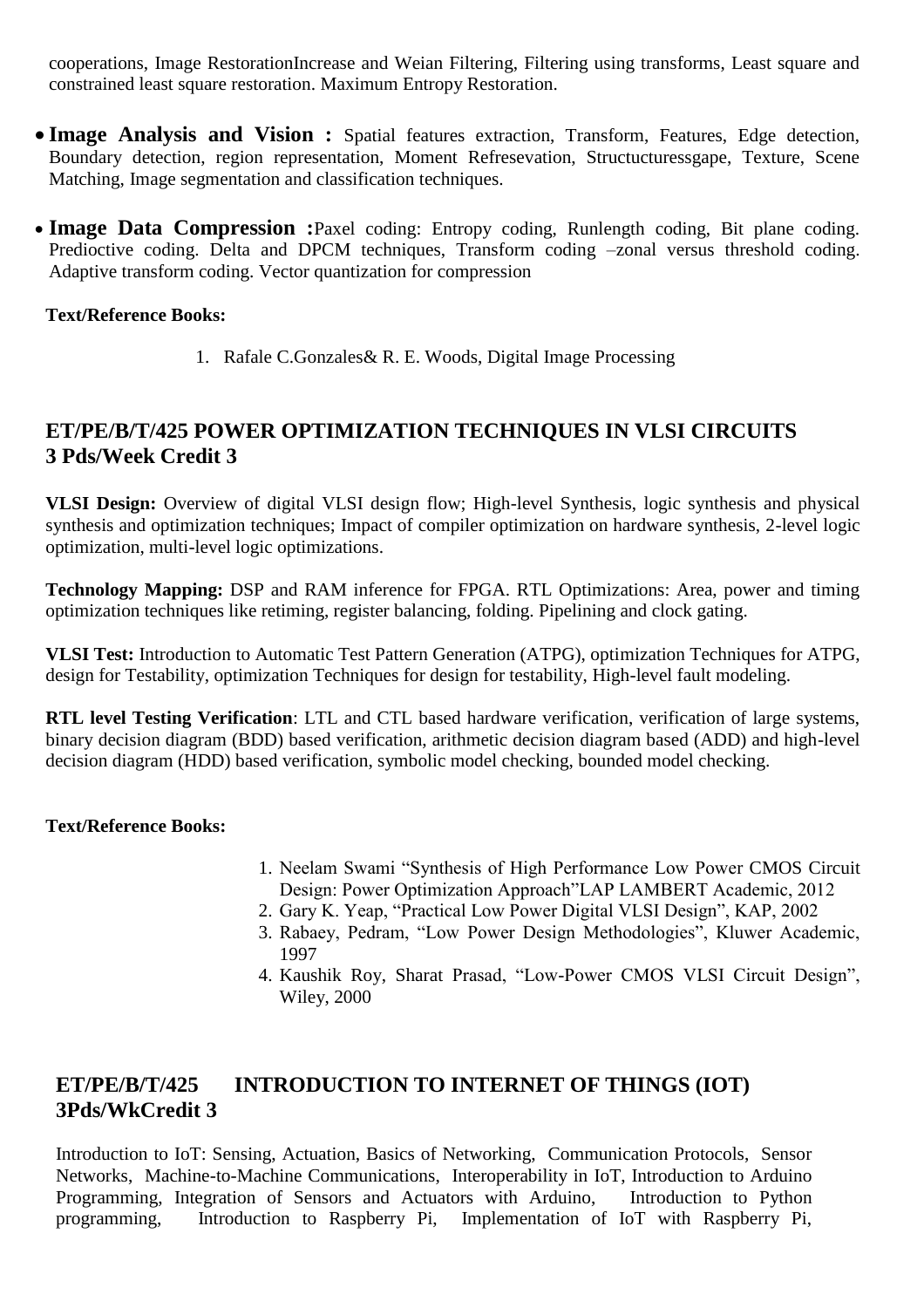cooperations, Image RestorationIncrease and Weian Filtering, Filtering using transforms, Least square and constrained least square restoration. Maximum Entropy Restoration.

- **Image Analysis and Vision :** Spatial features extraction, Transform, Features, Edge detection, Boundary detection, region representation, Moment Refresevation, Structucturessgape, Texture, Scene Matching, Image segmentation and classification techniques.

- **Image Data Compression :**Paxel coding: Entropy coding, Runlength coding, Bit plane coding. Predioctive coding. Delta and DPCM techniques, Transform coding –zonal versus threshold coding. Adaptive transform coding. Vector quantization for compression

**Text/Reference Books:**

1. Rafale C.Gonzales& R. E. Woods, Digital Image Processing

## ET/PE/B/T/425 POWER OPTIMIZATION TECHNIQUES IN VLSI CIRCUITS 3 Pds/Week Credit 3

**VLSI Design:** Overview of digital VLSI design flow; High-level Synthesis, logic synthesis and physical synthesis and optimization techniques; Impact of compiler optimization on hardware synthesis, 2-level logic optimization, multi-level logic optimizations.

**Technology Mapping:** DSP and RAM inference for FPGA. RTL Optimizations: Area, power and timing optimization techniques like retiming, register balancing, folding. Pipelining and clock gating.

**VLSI Test:** Introduction to Automatic Test Pattern Generation (ATPG), optimization Techniques for ATPG, design for Testability, optimization Techniques for design for testability, High-level fault modeling.

**RTL level Testing Verification**: LTL and CTL based hardware verification, verification of large systems, binary decision diagram (BDD) based verification, arithmetic decision diagram based (ADD) and high-level decision diagram (HDD) based verification, symbolic model checking, bounded model checking.

**Text/Reference Books:**

1. Neelam Swami "Synthesis of High Performance Low Power CMOS Circuit Design: Power Optimization Approach"LAP LAMBERT Academic, 2012
2. Gary K. Yeap, "Practical Low Power Digital VLSI Design", KAP, 2002
3. Rabaey, Pedram, "Low Power Design Methodologies", Kluwer Academic, 1997
4. Kaushik Roy, Sharat Prasad, "Low-Power CMOS VLSI Circuit Design", Wiley, 2000

## ET/PE/B/T/425 INTRODUCTION TO INTERNET OF THINGS (IOT) 3Pds/WkCredit 3

Introduction to IoT: Sensing, Actuation, Basics of Networking, Communication Protocols, Sensor Networks, Machine-to-Machine Communications, Interoperability in IoT, Introduction to Arduino Programming, Integration of Sensors and Actuators with Arduino, Introduction to Python programming, Introduction to Raspberry Pi, Implementation of IoT with Raspberry Pi,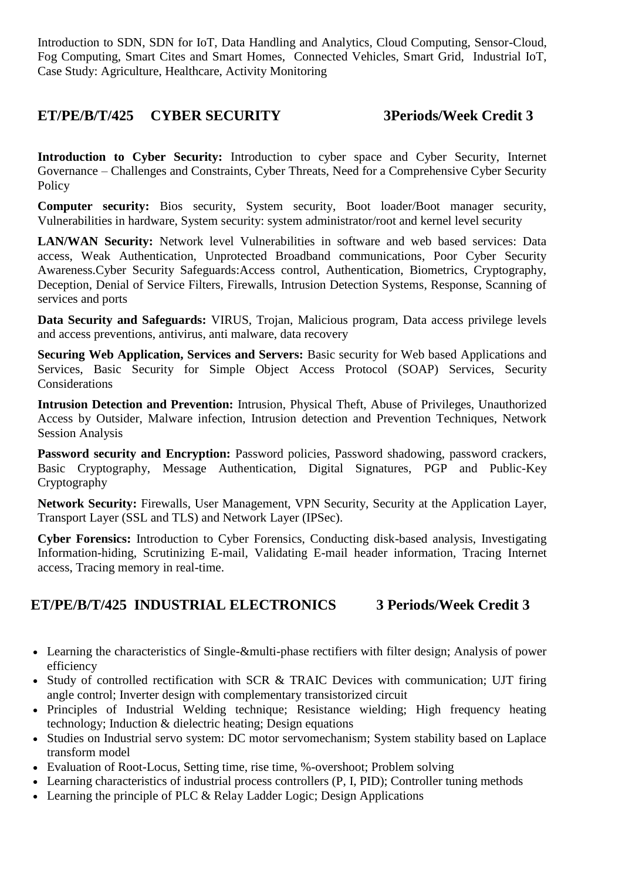Introduction to SDN, SDN for IoT, Data Handling and Analytics, Cloud Computing, Sensor-Cloud, Fog Computing, Smart Cites and Smart Homes, Connected Vehicles, Smart Grid, Industrial IoT, Case Study: Agriculture, Healthcare, Activity Monitoring

## ET/PE/B/T/425 CYBER SECURITY 3Periods/Week Credit 3

**Introduction to Cyber Security:** Introduction to cyber space and Cyber Security, Internet Governance – Challenges and Constraints, Cyber Threats, Need for a Comprehensive Cyber Security Policy

**Computer security:** Bios security, System security, Boot loader/Boot manager security, Vulnerabilities in hardware, System security: system administrator/root and kernel level security

**LAN/WAN Security:** Network level Vulnerabilities in software and web based services: Data access, Weak Authentication, Unprotected Broadband communications, Poor Cyber Security Awareness.Cyber Security Safeguards:Access control, Authentication, Biometrics, Cryptography, Deception, Denial of Service Filters, Firewalls, Intrusion Detection Systems, Response, Scanning of services and ports

**Data Security and Safeguards:** VIRUS, Trojan, Malicious program, Data access privilege levels and access preventions, antivirus, anti malware, data recovery

**Securing Web Application, Services and Servers:** Basic security for Web based Applications and Services, Basic Security for Simple Object Access Protocol (SOAP) Services, Security Considerations

**Intrusion Detection and Prevention:** Intrusion, Physical Theft, Abuse of Privileges, Unauthorized Access by Outsider, Malware infection, Intrusion detection and Prevention Techniques, Network Session Analysis

**Password security and Encryption:** Password policies, Password shadowing, password crackers, Basic Cryptography, Message Authentication, Digital Signatures, PGP and Public-Key Cryptography

**Network Security:** Firewalls, User Management, VPN Security, Security at the Application Layer, Transport Layer (SSL and TLS) and Network Layer (IPSec).

**Cyber Forensics:** Introduction to Cyber Forensics, Conducting disk-based analysis, Investigating Information-hiding, Scrutinizing E-mail, Validating E-mail header information, Tracing Internet access, Tracing memory in real-time.

## ET/PE/B/T/425 INDUSTRIAL ELECTRONICS 3 Periods/Week Credit 3

- Learning the characteristics of Single-&multi-phase rectifiers with filter design; Analysis of power efficiency
- Study of controlled rectification with SCR & TRAIC Devices with communication; UJT firing angle control; Inverter design with complementary transistorized circuit
- Principles of Industrial Welding technique; Resistance wielding; High frequency heating technology; Induction & dielectric heating; Design equations
- Studies on Industrial servo system: DC motor servomechanism; System stability based on Laplace transform model
- Evaluation of Root-Locus, Setting time, rise time, %-overshoot; Problem solving
- Learning characteristics of industrial process controllers (P, I, PID); Controller tuning methods
- Learning the principle of PLC & Relay Ladder Logic; Design Applications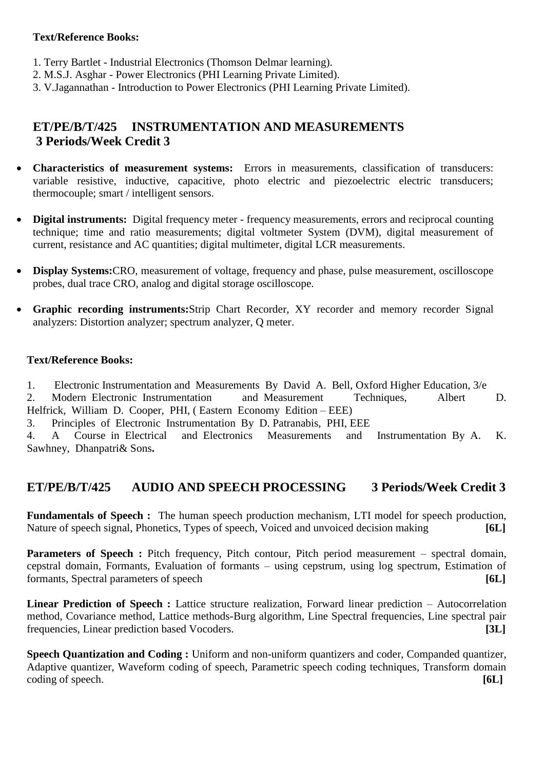**Text/Reference Books:**

1. Terry Bartlet - Industrial Electronics (Thomson Delmar learning).
2. M.S.J. Asghar - Power Electronics (PHI Learning Private Limited).
3. V.Jagannathan - Introduction to Power Electronics (PHI Learning Private Limited).

## ET/PE/B/T/425 INSTRUMENTATION AND MEASUREMENTS
## 3 Periods/Week Credit 3

- **Characteristics of measurement systems:** Errors in measurements, classification of transducers: variable resistive, inductive, capacitive, photo electric and piezoelectric electric transducers; thermocouple; smart / intelligent sensors.
- **Digital instruments:** Digital frequency meter - frequency measurements, errors and reciprocal counting technique; time and ratio measurements; digital voltmeter System (DVM), digital measurement of current, resistance and AC quantities; digital multimeter, digital LCR measurements.
- **Display Systems:**CRO, measurement of voltage, frequency and phase, pulse measurement, oscilloscope probes, dual trace CRO, analog and digital storage oscilloscope.
- **Graphic recording instruments:**Strip Chart Recorder, XY recorder and memory recorder Signal analyzers: Distortion analyzer; spectrum analyzer, Q meter.

**Text/Reference Books:**

1. Electronic Instrumentation and Measurements By David A. Bell, Oxford Higher Education, 3/e
2. Modern Electronic Instrumentation and Measurement Techniques, Albert D. Helfrick, William D. Cooper, PHI, ( Eastern Economy Edition – EEE)
3. Principles of Electronic Instrumentation By D. Patranabis, PHI, EEE
4. A Course in Electrical and Electronics Measurements and Instrumentation By A. K. Sawhney, Dhanpatri& Sons**.**

## ET/PE/B/T/425 AUDIO AND SPEECH PROCESSING 3 Periods/Week Credit 3

**Fundamentals of Speech :** The human speech production mechanism, LTI model for speech production, Nature of speech signal, Phonetics, Types of speech, Voiced and unvoiced decision making **[6L]**

**Parameters of Speech :** Pitch frequency, Pitch contour, Pitch period measurement – spectral domain, cepstral domain, Formants, Evaluation of formants – using cepstrum, using log spectrum, Estimation of formants, Spectral parameters of speech **[6L]**

**Linear Prediction of Speech :** Lattice structure realization, Forward linear prediction – Autocorrelation method, Covariance method, Lattice methods-Burg algorithm, Line Spectral frequencies, Line spectral pair frequencies, Linear prediction based Vocoders. **[3L]**

**Speech Quantization and Coding :** Uniform and non-uniform quantizers and coder, Companded quantizer, Adaptive quantizer, Waveform coding of speech, Parametric speech coding techniques, Transform domain coding of speech. **[6L]**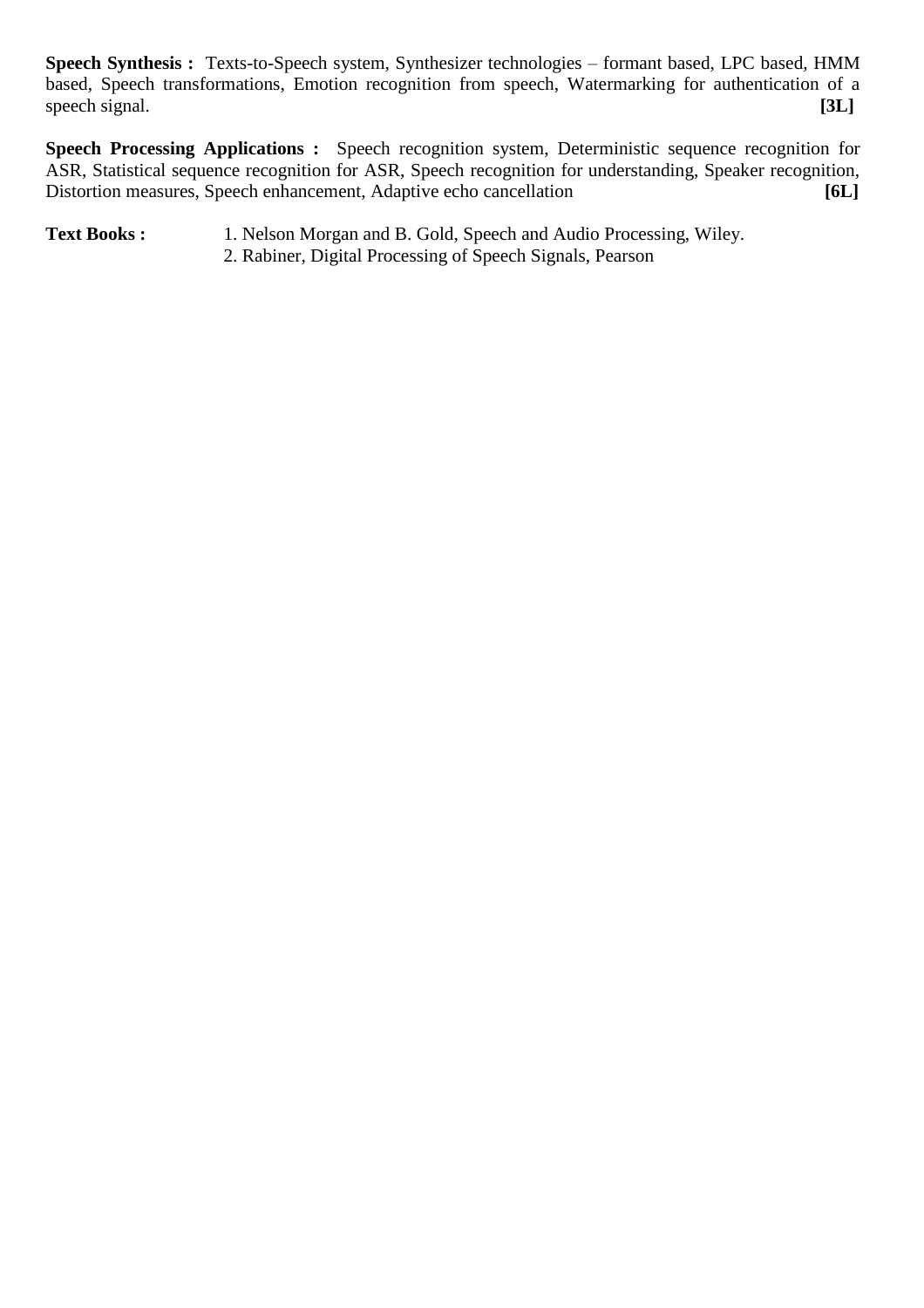**Speech Synthesis :** Texts-to-Speech system, Synthesizer technologies – formant based, LPC based, HMM based, Speech transformations, Emotion recognition from speech, Watermarking for authentication of a speech signal. **[3L]**

**Speech Processing Applications :** Speech recognition system, Deterministic sequence recognition for ASR, Statistical sequence recognition for ASR, Speech recognition for understanding, Speaker recognition, Distortion measures, Speech enhancement, Adaptive echo cancellation **[6L]**

**Text Books :**

1. Nelson Morgan and B. Gold, Speech and Audio Processing, Wiley.
2. Rabiner, Digital Processing of Speech Signals, Pearson